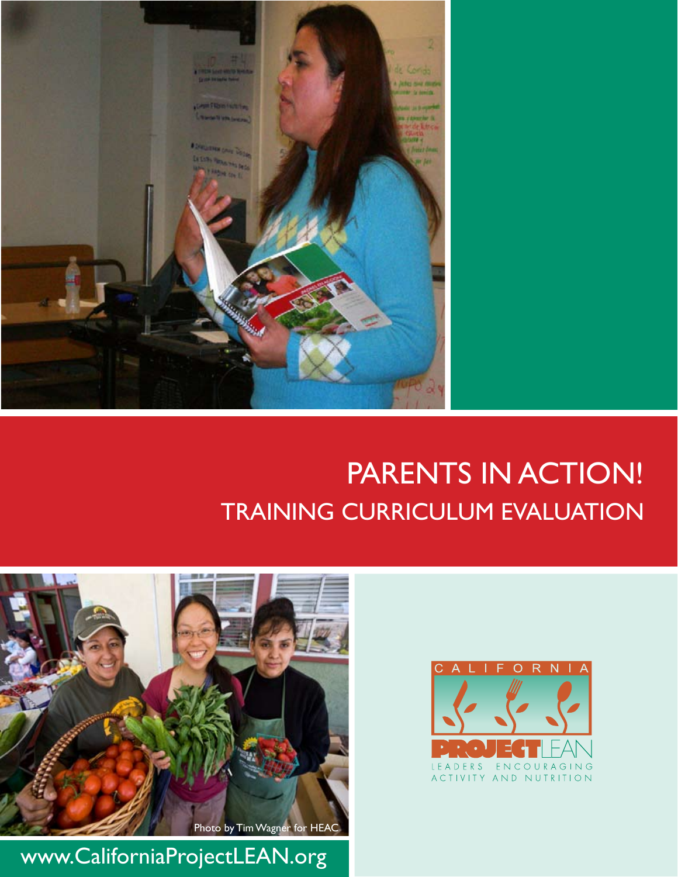# PARENTS IN ACTION!

## TRAINING CURRICULUM EVALUATION

Photo by Tim Wagner for HEAC

CALIFORNIA PROJECT LEAN

LEADERS ENCOURAGING ACTIVITY AND NUTRITION

www.CaliforniaProjectLEAN.org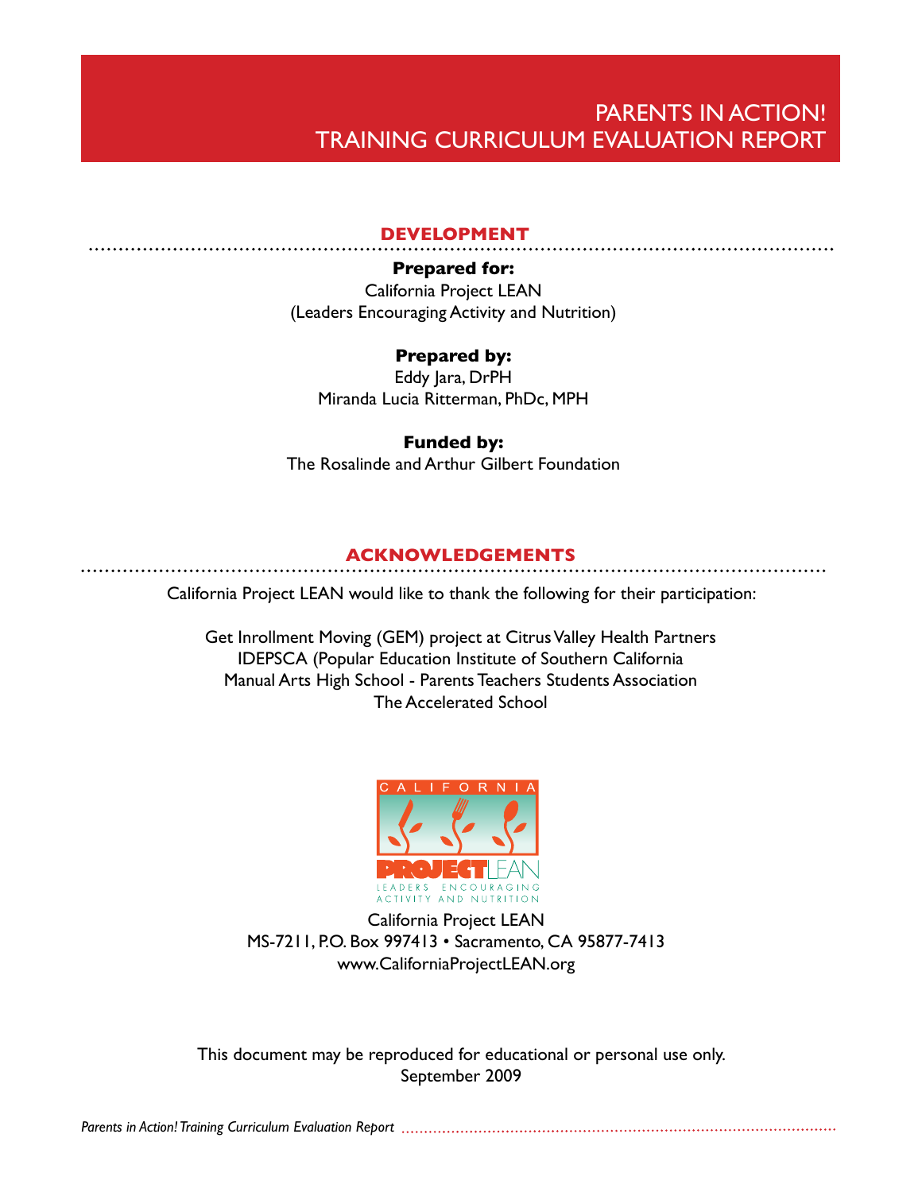# PARENTS IN ACTION! TRAINING CURRICULUM EVALUATION REPORT

## DEVELOPMENT

**Prepared for:**
California Project LEAN
(Leaders Encouraging Activity and Nutrition)

**Prepared by:**
Eddy Jara, DrPH
Miranda Lucia Ritterman, PhDc, MPH

**Funded by:**
The Rosalinde and Arthur Gilbert Foundation

## ACKNOWLEDGEMENTS

California Project LEAN would like to thank the following for their participation:

Get Inrollment Moving (GEM) project at Citrus Valley Health Partners
IDEPSCA (Popular Education Institute of Southern California
Manual Arts High School - Parents Teachers Students Association
The Accelerated School

California Project LEAN
MS-7211, P.O. Box 997413 • Sacramento, CA 95877-7413
www.CaliforniaProjectLEAN.org

This document may be reproduced for educational or personal use only.
September 2009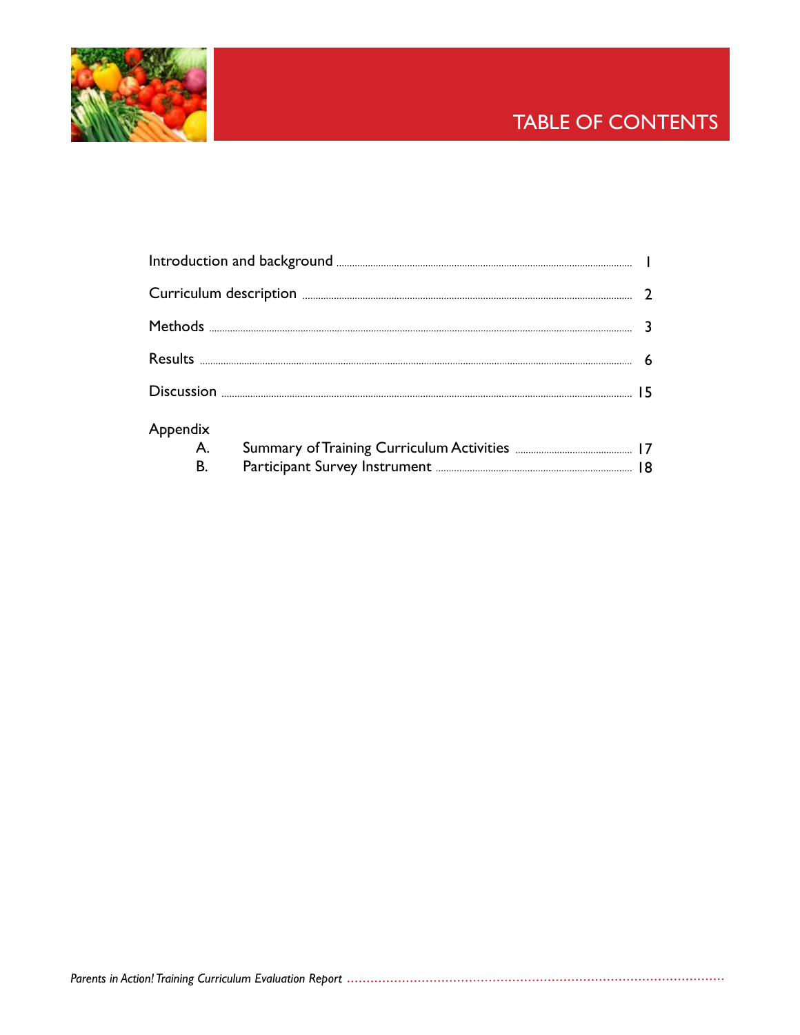# TABLE OF CONTENTS

| | |
|---|---|
| Introduction and background | 1 |
| Curriculum description | 2 |
| Methods | 3 |
| Results | 6 |
| Discussion | 15 |

Appendix

| | | |
|---|---|---|
| A. | Summary of Training Curriculum Activities | 17 |
| B. | Participant Survey Instrument | 18 |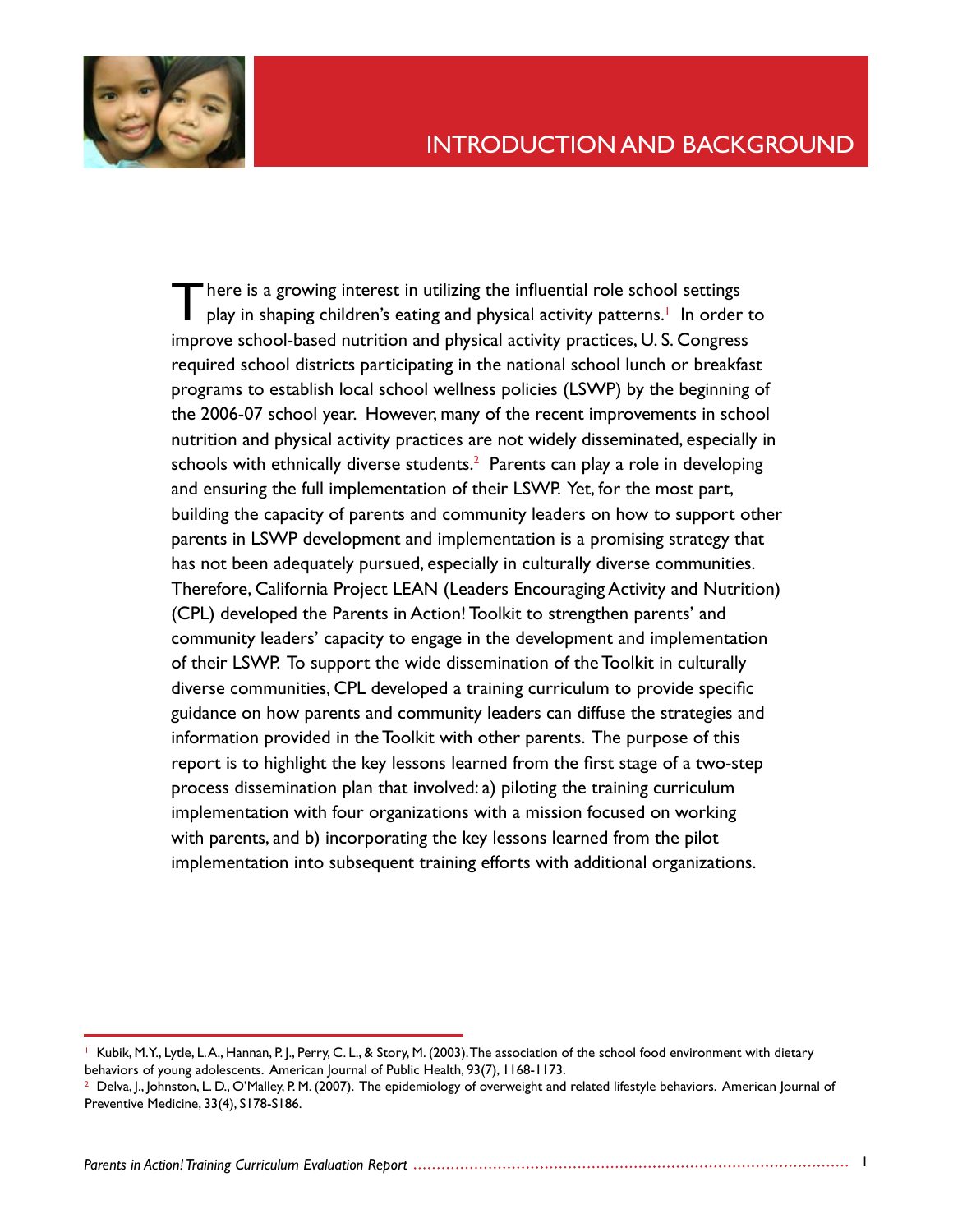# INTRODUCTION AND BACKGROUND

There is a growing interest in utilizing the influential role school settings play in shaping children's eating and physical activity patterns.[1] In order to improve school-based nutrition and physical activity practices, U. S. Congress required school districts participating in the national school lunch or breakfast programs to establish local school wellness policies (LSWP) by the beginning of the 2006-07 school year. However, many of the recent improvements in school nutrition and physical activity practices are not widely disseminated, especially in schools with ethnically diverse students.[2] Parents can play a role in developing and ensuring the full implementation of their LSWP. Yet, for the most part, building the capacity of parents and community leaders on how to support other parents in LSWP development and implementation is a promising strategy that has not been adequately pursued, especially in culturally diverse communities. Therefore, California Project LEAN (Leaders Encouraging Activity and Nutrition) (CPL) developed the Parents in Action! Toolkit to strengthen parents' and community leaders' capacity to engage in the development and implementation of their LSWP. To support the wide dissemination of the Toolkit in culturally diverse communities, CPL developed a training curriculum to provide specific guidance on how parents and community leaders can diffuse the strategies and information provided in the Toolkit with other parents. The purpose of this report is to highlight the key lessons learned from the first stage of a two-step process dissemination plan that involved: a) piloting the training curriculum implementation with four organizations with a mission focused on working with parents, and b) incorporating the key lessons learned from the pilot implementation into subsequent training efforts with additional organizations.

---

[1] Kubik, M.Y., Lytle, L.A., Hannan, P. J., Perry, C. L., & Story, M. (2003). The association of the school food environment with dietary behaviors of young adolescents. American Journal of Public Health, 93(7), 1168-1173.

[2] Delva, J., Johnston, L. D., O'Malley, P. M. (2007). The epidemiology of overweight and related lifestyle behaviors. American Journal of Preventive Medicine, 33(4), S178-S186.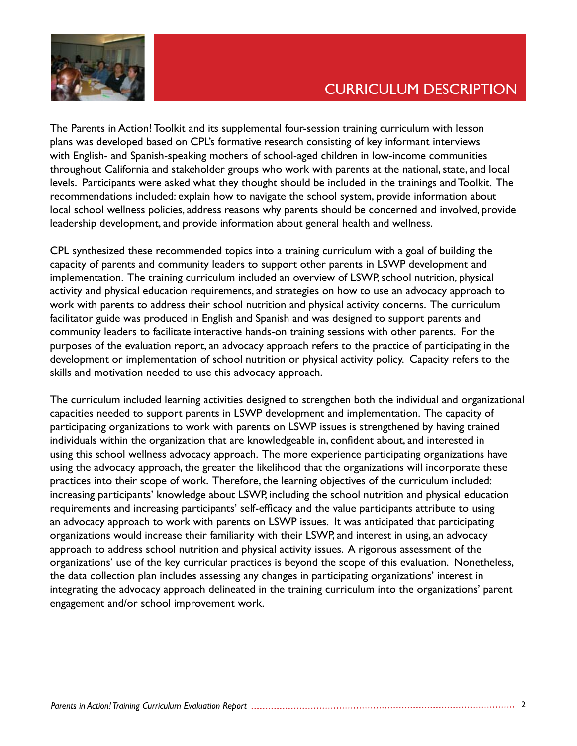# CURRICULUM DESCRIPTION

The Parents in Action! Toolkit and its supplemental four-session training curriculum with lesson plans was developed based on CPL's formative research consisting of key informant interviews with English- and Spanish-speaking mothers of school-aged children in low-income communities throughout California and stakeholder groups who work with parents at the national, state, and local levels. Participants were asked what they thought should be included in the trainings and Toolkit. The recommendations included: explain how to navigate the school system, provide information about local school wellness policies, address reasons why parents should be concerned and involved, provide leadership development, and provide information about general health and wellness.

CPL synthesized these recommended topics into a training curriculum with a goal of building the capacity of parents and community leaders to support other parents in LSWP development and implementation. The training curriculum included an overview of LSWP, school nutrition, physical activity and physical education requirements, and strategies on how to use an advocacy approach to work with parents to address their school nutrition and physical activity concerns. The curriculum facilitator guide was produced in English and Spanish and was designed to support parents and community leaders to facilitate interactive hands-on training sessions with other parents. For the purposes of the evaluation report, an advocacy approach refers to the practice of participating in the development or implementation of school nutrition or physical activity policy. Capacity refers to the skills and motivation needed to use this advocacy approach.

The curriculum included learning activities designed to strengthen both the individual and organizational capacities needed to support parents in LSWP development and implementation. The capacity of participating organizations to work with parents on LSWP issues is strengthened by having trained individuals within the organization that are knowledgeable in, confident about, and interested in using this school wellness advocacy approach. The more experience participating organizations have using the advocacy approach, the greater the likelihood that the organizations will incorporate these practices into their scope of work. Therefore, the learning objectives of the curriculum included: increasing participants' knowledge about LSWP, including the school nutrition and physical education requirements and increasing participants' self-efficacy and the value participants attribute to using an advocacy approach to work with parents on LSWP issues. It was anticipated that participating organizations would increase their familiarity with their LSWP, and interest in using, an advocacy approach to address school nutrition and physical activity issues. A rigorous assessment of the organizations' use of the key curricular practices is beyond the scope of this evaluation. Nonetheless, the data collection plan includes assessing any changes in participating organizations' interest in integrating the advocacy approach delineated in the training curriculum into the organizations' parent engagement and/or school improvement work.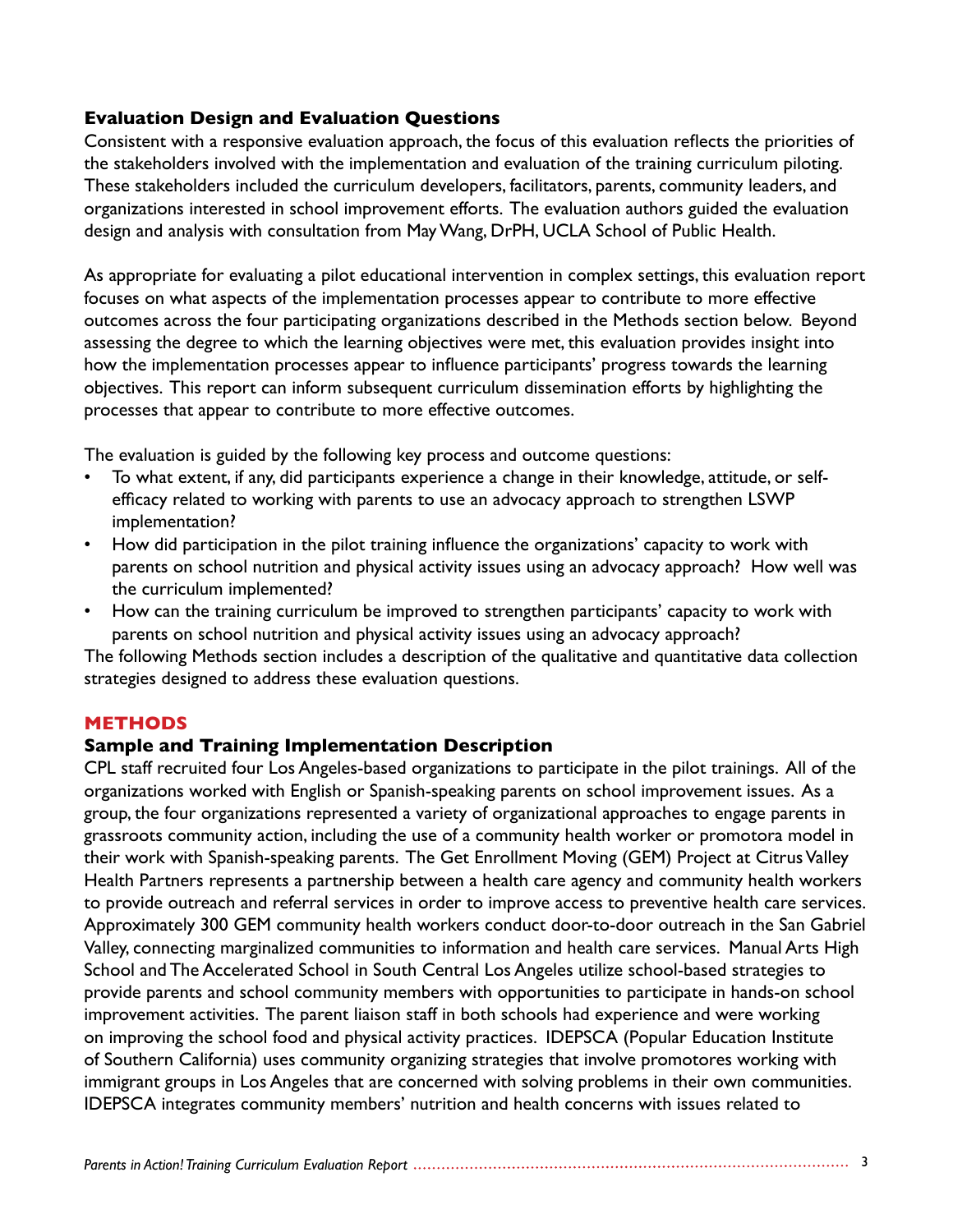### Evaluation Design and Evaluation Questions

Consistent with a responsive evaluation approach, the focus of this evaluation reflects the priorities of the stakeholders involved with the implementation and evaluation of the training curriculum piloting. These stakeholders included the curriculum developers, facilitators, parents, community leaders, and organizations interested in school improvement efforts. The evaluation authors guided the evaluation design and analysis with consultation from May Wang, DrPH, UCLA School of Public Health.

As appropriate for evaluating a pilot educational intervention in complex settings, this evaluation report focuses on what aspects of the implementation processes appear to contribute to more effective outcomes across the four participating organizations described in the Methods section below. Beyond assessing the degree to which the learning objectives were met, this evaluation provides insight into how the implementation processes appear to influence participants' progress towards the learning objectives. This report can inform subsequent curriculum dissemination efforts by highlighting the processes that appear to contribute to more effective outcomes.

The evaluation is guided by the following key process and outcome questions:

- To what extent, if any, did participants experience a change in their knowledge, attitude, or self-efficacy related to working with parents to use an advocacy approach to strengthen LSWP implementation?
- How did participation in the pilot training influence the organizations' capacity to work with parents on school nutrition and physical activity issues using an advocacy approach? How well was the curriculum implemented?
- How can the training curriculum be improved to strengthen participants' capacity to work with parents on school nutrition and physical activity issues using an advocacy approach?

The following Methods section includes a description of the qualitative and quantitative data collection strategies designed to address these evaluation questions.

## METHODS

### Sample and Training Implementation Description

CPL staff recruited four Los Angeles-based organizations to participate in the pilot trainings. All of the organizations worked with English or Spanish-speaking parents on school improvement issues. As a group, the four organizations represented a variety of organizational approaches to engage parents in grassroots community action, including the use of a community health worker or promotora model in their work with Spanish-speaking parents. The Get Enrollment Moving (GEM) Project at Citrus Valley Health Partners represents a partnership between a health care agency and community health workers to provide outreach and referral services in order to improve access to preventive health care services. Approximately 300 GEM community health workers conduct door-to-door outreach in the San Gabriel Valley, connecting marginalized communities to information and health care services. Manual Arts High School and The Accelerated School in South Central Los Angeles utilize school-based strategies to provide parents and school community members with opportunities to participate in hands-on school improvement activities. The parent liaison staff in both schools had experience and were working on improving the school food and physical activity practices. IDEPSCA (Popular Education Institute of Southern California) uses community organizing strategies that involve promotores working with immigrant groups in Los Angeles that are concerned with solving problems in their own communities. IDEPSCA integrates community members' nutrition and health concerns with issues related to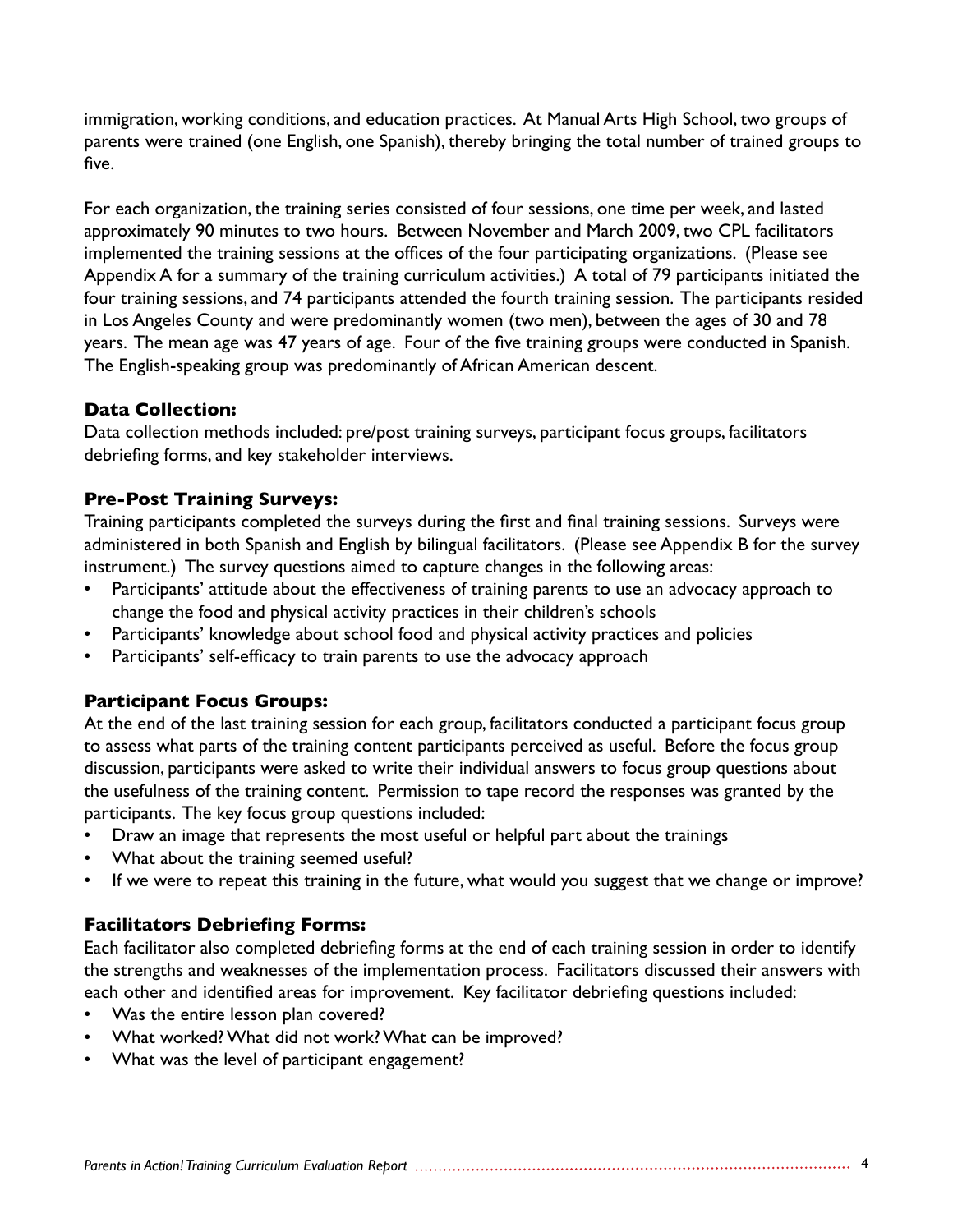immigration, working conditions, and education practices. At Manual Arts High School, two groups of parents were trained (one English, one Spanish), thereby bringing the total number of trained groups to five.

For each organization, the training series consisted of four sessions, one time per week, and lasted approximately 90 minutes to two hours. Between November and March 2009, two CPL facilitators implemented the training sessions at the offices of the four participating organizations. (Please see Appendix A for a summary of the training curriculum activities.) A total of 79 participants initiated the four training sessions, and 74 participants attended the fourth training session. The participants resided in Los Angeles County and were predominantly women (two men), between the ages of 30 and 78 years. The mean age was 47 years of age. Four of the five training groups were conducted in Spanish. The English-speaking group was predominantly of African American descent.

### Data Collection:

Data collection methods included: pre/post training surveys, participant focus groups, facilitators debriefing forms, and key stakeholder interviews.

### Pre-Post Training Surveys:

Training participants completed the surveys during the first and final training sessions. Surveys were administered in both Spanish and English by bilingual facilitators. (Please see Appendix B for the survey instrument.) The survey questions aimed to capture changes in the following areas:

- Participants' attitude about the effectiveness of training parents to use an advocacy approach to change the food and physical activity practices in their children's schools
- Participants' knowledge about school food and physical activity practices and policies
- Participants' self-efficacy to train parents to use the advocacy approach

### Participant Focus Groups:

At the end of the last training session for each group, facilitators conducted a participant focus group to assess what parts of the training content participants perceived as useful. Before the focus group discussion, participants were asked to write their individual answers to focus group questions about the usefulness of the training content. Permission to tape record the responses was granted by the participants. The key focus group questions included:

- Draw an image that represents the most useful or helpful part about the trainings
- What about the training seemed useful?
- If we were to repeat this training in the future, what would you suggest that we change or improve?

### Facilitators Debriefing Forms:

Each facilitator also completed debriefing forms at the end of each training session in order to identify the strengths and weaknesses of the implementation process. Facilitators discussed their answers with each other and identified areas for improvement. Key facilitator debriefing questions included:

- Was the entire lesson plan covered?
- What worked? What did not work? What can be improved?
- What was the level of participant engagement?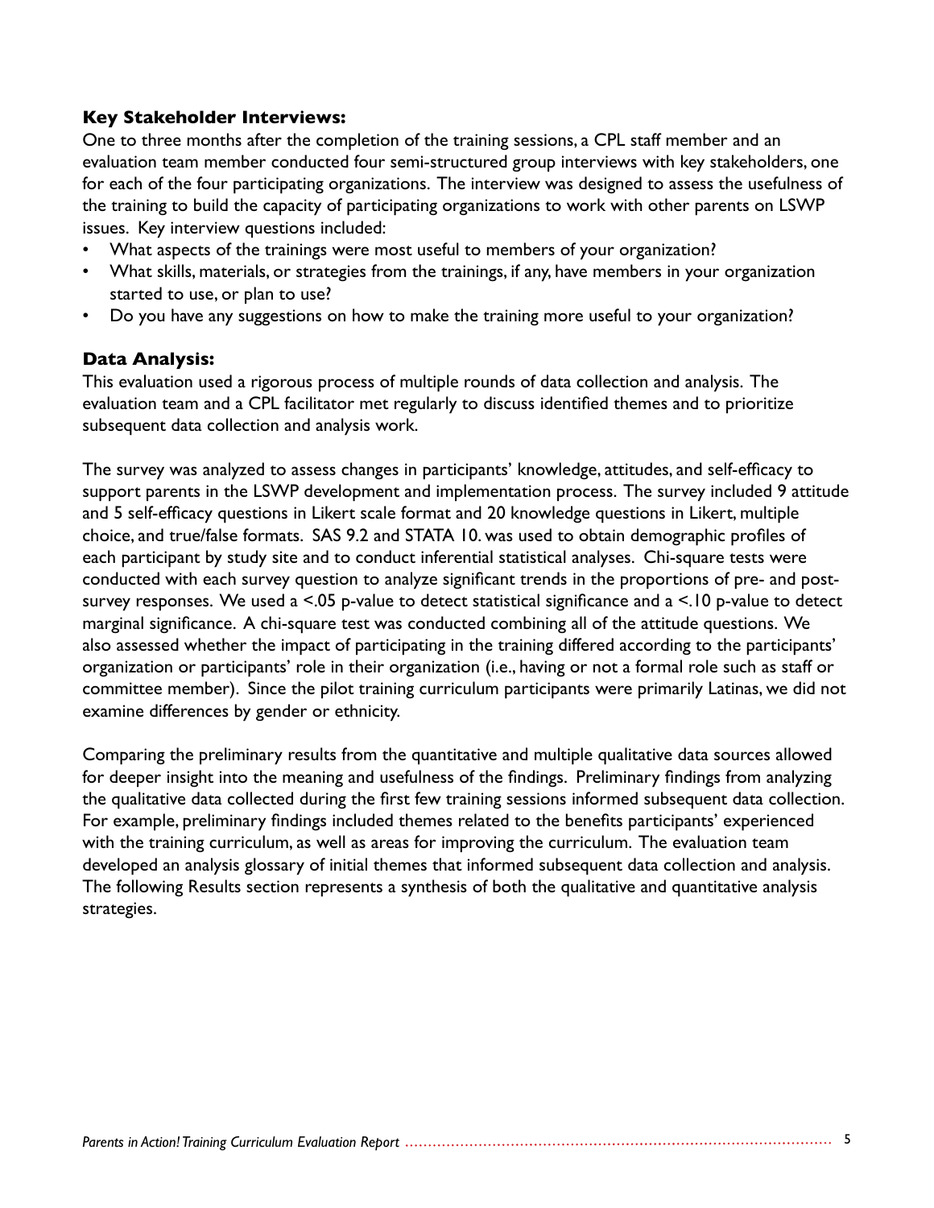### Key Stakeholder Interviews:

One to three months after the completion of the training sessions, a CPL staff member and an evaluation team member conducted four semi-structured group interviews with key stakeholders, one for each of the four participating organizations. The interview was designed to assess the usefulness of the training to build the capacity of participating organizations to work with other parents on LSWP issues. Key interview questions included:

- What aspects of the trainings were most useful to members of your organization?
- What skills, materials, or strategies from the trainings, if any, have members in your organization started to use, or plan to use?
- Do you have any suggestions on how to make the training more useful to your organization?

### Data Analysis:

This evaluation used a rigorous process of multiple rounds of data collection and analysis. The evaluation team and a CPL facilitator met regularly to discuss identified themes and to prioritize subsequent data collection and analysis work.

The survey was analyzed to assess changes in participants' knowledge, attitudes, and self-efficacy to support parents in the LSWP development and implementation process. The survey included 9 attitude and 5 self-efficacy questions in Likert scale format and 20 knowledge questions in Likert, multiple choice, and true/false formats. SAS 9.2 and STATA 10. was used to obtain demographic profiles of each participant by study site and to conduct inferential statistical analyses. Chi-square tests were conducted with each survey question to analyze significant trends in the proportions of pre- and post-survey responses. We used a <.05 p-value to detect statistical significance and a <.10 p-value to detect marginal significance. A chi-square test was conducted combining all of the attitude questions. We also assessed whether the impact of participating in the training differed according to the participants' organization or participants' role in their organization (i.e., having or not a formal role such as staff or committee member). Since the pilot training curriculum participants were primarily Latinas, we did not examine differences by gender or ethnicity.

Comparing the preliminary results from the quantitative and multiple qualitative data sources allowed for deeper insight into the meaning and usefulness of the findings. Preliminary findings from analyzing the qualitative data collected during the first few training sessions informed subsequent data collection. For example, preliminary findings included themes related to the benefits participants' experienced with the training curriculum, as well as areas for improving the curriculum. The evaluation team developed an analysis glossary of initial themes that informed subsequent data collection and analysis. The following Results section represents a synthesis of both the qualitative and quantitative analysis strategies.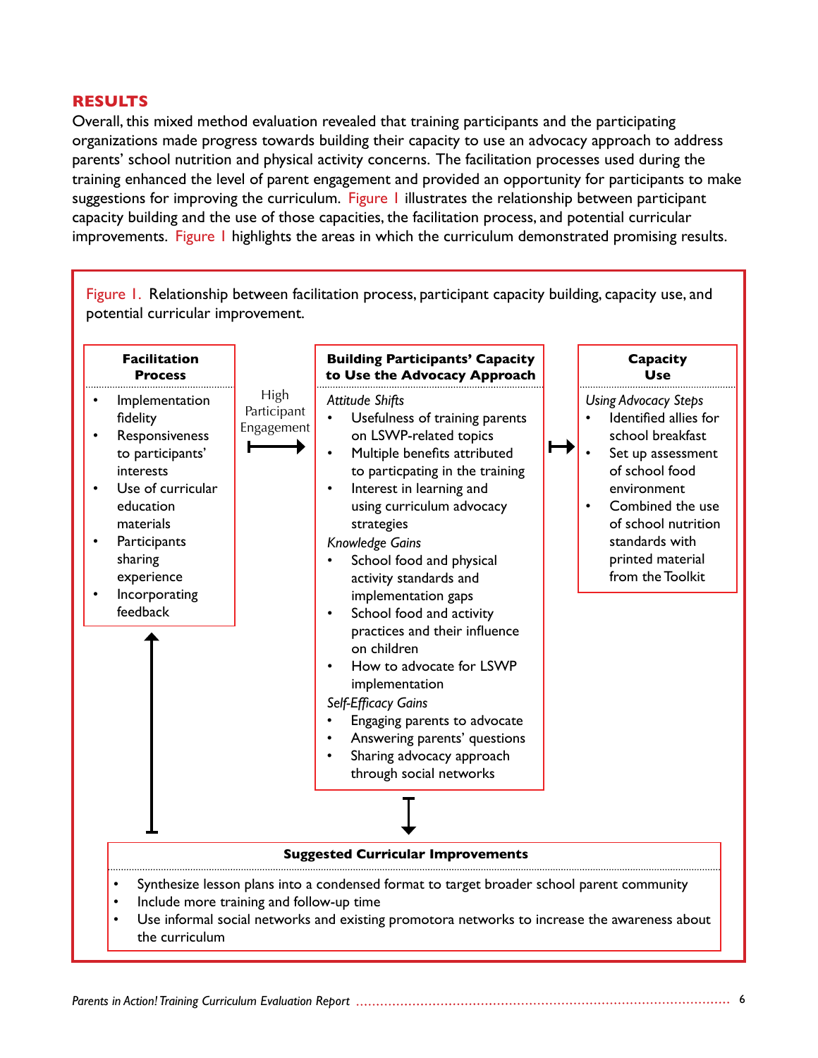## RESULTS

Overall, this mixed method evaluation revealed that training participants and the participating organizations made progress towards building their capacity to use an advocacy approach to address parents' school nutrition and physical activity concerns. The facilitation processes used during the training enhanced the level of parent engagement and provided an opportunity for participants to make suggestions for improving the curriculum. Figure 1 illustrates the relationship between participant capacity building and the use of those capacities, the facilitation process, and potential curricular improvements. Figure 1 highlights the areas in which the curriculum demonstrated promising results.

Figure 1. Relationship between facilitation process, participant capacity building, capacity use, and potential curricular improvement.

**Facilitation Process**

- Implementation fidelity
- Responsiveness to participants' interests
- Use of curricular education materials
- Participants sharing experience
- Incorporating feedback

High Participant Engagement →

**Building Participants' Capacity to Use the Advocacy Approach**

*Attitude Shifts*

- Usefulness of training parents on LSWP-related topics
- Multiple benefits attributed to particpating in the training
- Interest in learning and using curriculum advocacy strategies

*Knowledge Gains*

- School food and physical activity standards and implementation gaps
- School food and activity practices and their influence on children
- How to advocate for LSWP implementation

*Self-Efficacy Gains*

- Engaging parents to advocate
- Answering parents' questions
- Sharing advocacy approach through social networks

→

**Capacity Use**

*Using Advocacy Steps*

- Identified allies for school breakfast
- Set up assessment of school food environment
- Combined the use of school nutrition standards with printed material from the Toolkit

**Suggested Curricular Improvements**

- Synthesize lesson plans into a condensed format to target broader school parent community
- Include more training and follow-up time
- Use informal social networks and existing promotora networks to increase the awareness about the curriculum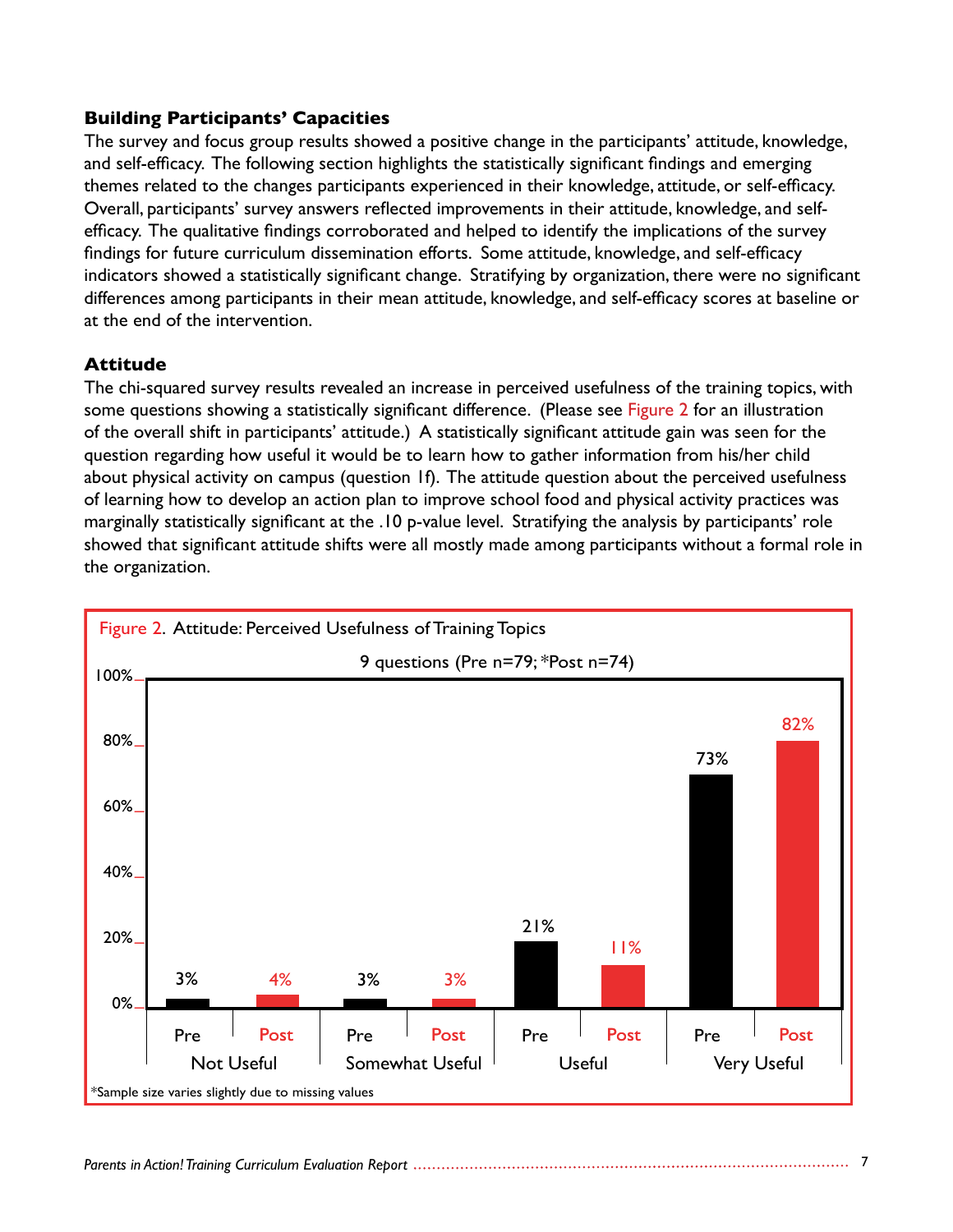### Building Participants' Capacities

The survey and focus group results showed a positive change in the participants' attitude, knowledge, and self-efficacy. The following section highlights the statistically significant findings and emerging themes related to the changes participants experienced in their knowledge, attitude, or self-efficacy. Overall, participants' survey answers reflected improvements in their attitude, knowledge, and self-efficacy. The qualitative findings corroborated and helped to identify the implications of the survey findings for future curriculum dissemination efforts. Some attitude, knowledge, and self-efficacy indicators showed a statistically significant change. Stratifying by organization, there were no significant differences among participants in their mean attitude, knowledge, and self-efficacy scores at baseline or at the end of the intervention.

### Attitude

The chi-squared survey results revealed an increase in perceived usefulness of the training topics, with some questions showing a statistically significant difference. (Please see Figure 2 for an illustration of the overall shift in participants' attitude.) A statistically significant attitude gain was seen for the question regarding how useful it would be to learn how to gather information from his/her child about physical activity on campus (question 1f). The attitude question about the perceived usefulness of learning how to develop an action plan to improve school food and physical activity practices was marginally statistically significant at the .10 p-value level. Stratifying the analysis by participants' role showed that significant attitude shifts were all mostly made among participants without a formal role in the organization.

Figure 2. Attitude: Perceived Usefulness of Training Topics

9 questions (Pre n=79; *Post n=74)

| | Not Useful | Somewhat Useful | Useful | Very Useful |
|---|---|---|---|---|
| Pre | 3% | 3% | 21% | 73% |
| Post | 4% | 3% | 11% | 82% |

*Sample size varies slightly due to missing values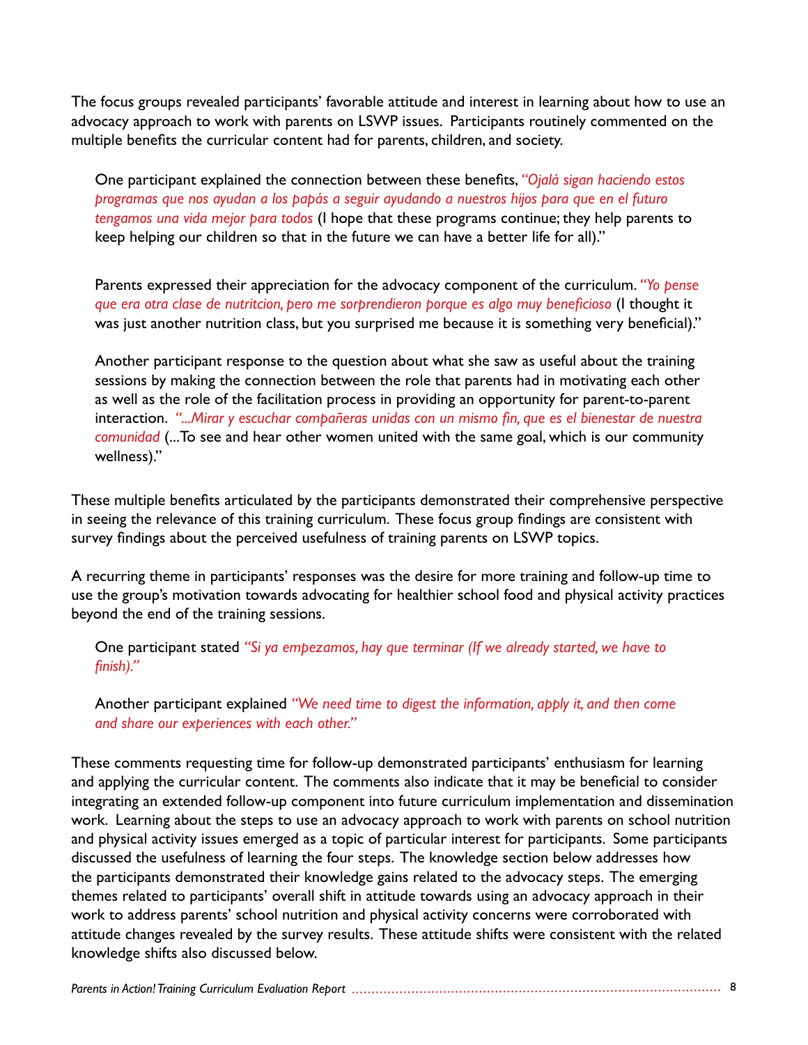The focus groups revealed participants' favorable attitude and interest in learning about how to use an advocacy approach to work with parents on LSWP issues. Participants routinely commented on the multiple benefits the curricular content had for parents, children, and society.

> One participant explained the connection between these benefits, *"Ojalá sigan haciendo estos programas que nos ayudan a los papás a seguir ayudando a nuestros hijos para que en el futuro tengamos una vida mejor para todos* (I hope that these programs continue; they help parents to keep helping our children so that in the future we can have a better life for all)."
>
> Parents expressed their appreciation for the advocacy component of the curriculum. *"Yo pense que era otra clase de nutritcion, pero me sorprendieron porque es algo muy beneficioso* (I thought it was just another nutrition class, but you surprised me because it is something very beneficial)."
>
> Another participant response to the question about what she saw as useful about the training sessions by making the connection between the role that parents had in motivating each other as well as the role of the facilitation process in providing an opportunity for parent-to-parent interaction. *"...Mirar y escuchar compañeras unidas con un mismo fin, que es el bienestar de nuestra comunidad* (...To see and hear other women united with the same goal, which is our community wellness)."

These multiple benefits articulated by the participants demonstrated their comprehensive perspective in seeing the relevance of this training curriculum. These focus group findings are consistent with survey findings about the perceived usefulness of training parents on LSWP topics.

A recurring theme in participants' responses was the desire for more training and follow-up time to use the group's motivation towards advocating for healthier school food and physical activity practices beyond the end of the training sessions.

> One participant stated *"Si ya empezamos, hay que terminar (If we already started, we have to finish)."*
>
> Another participant explained *"We need time to digest the information, apply it, and then come and share our experiences with each other."*

These comments requesting time for follow-up demonstrated participants' enthusiasm for learning and applying the curricular content. The comments also indicate that it may be beneficial to consider integrating an extended follow-up component into future curriculum implementation and dissemination work. Learning about the steps to use an advocacy approach to work with parents on school nutrition and physical activity issues emerged as a topic of particular interest for participants. Some participants discussed the usefulness of learning the four steps. The knowledge section below addresses how the participants demonstrated their knowledge gains related to the advocacy steps. The emerging themes related to participants' overall shift in attitude towards using an advocacy approach in their work to address parents' school nutrition and physical activity concerns were corroborated with attitude changes revealed by the survey results. These attitude shifts were consistent with the related knowledge shifts also discussed below.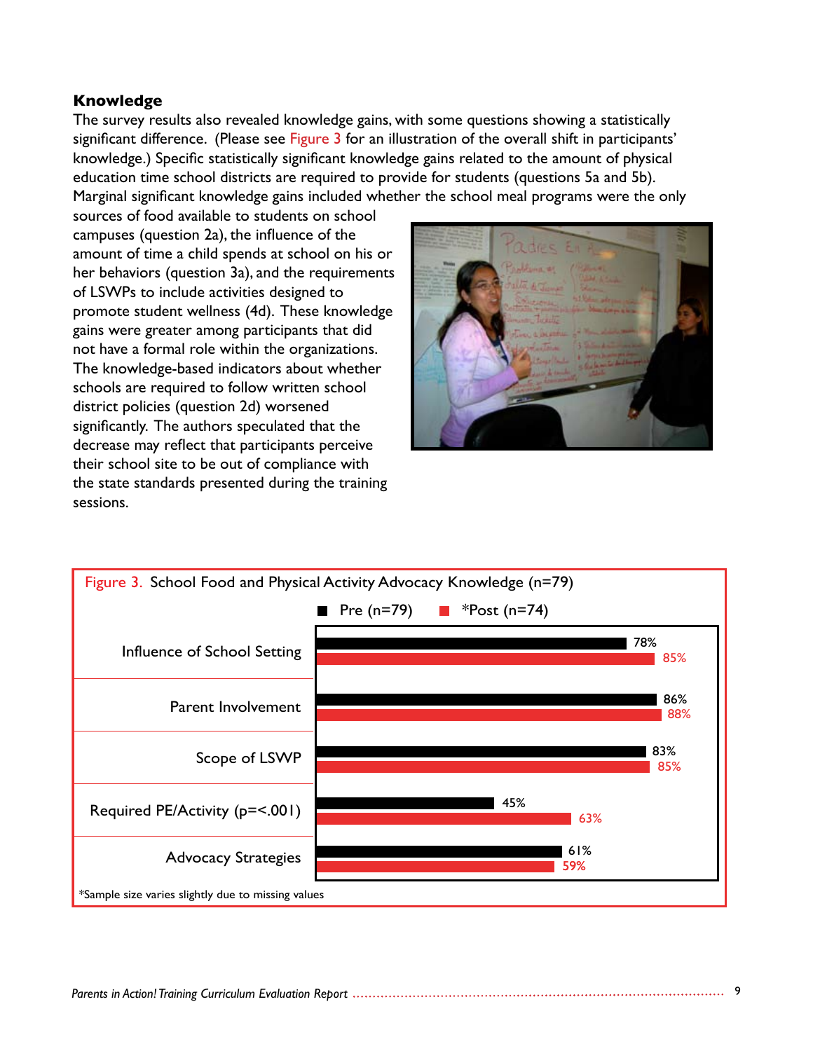### Knowledge

The survey results also revealed knowledge gains, with some questions showing a statistically significant difference. (Please see Figure 3 for an illustration of the overall shift in participants' knowledge.) Specific statistically significant knowledge gains related to the amount of physical education time school districts are required to provide for students (questions 5a and 5b). Marginal significant knowledge gains included whether the school meal programs were the only sources of food available to students on school campuses (question 2a), the influence of the amount of time a child spends at school on his or her behaviors (question 3a), and the requirements of LSWPs to include activities designed to promote student wellness (4d). These knowledge gains were greater among participants that did not have a formal role within the organizations. The knowledge-based indicators about whether schools are required to follow written school district policies (question 2d) worsened significantly. The authors speculated that the decrease may reflect that participants perceive their school site to be out of compliance with the state standards presented during the training sessions.

Figure 3. School Food and Physical Activity Advocacy Knowledge (n=79)

| | Pre (n=79) | *Post (n=74) |
|---|---|---|
| Influence of School Setting | 78% | 85% |
| Parent Involvement | 86% | 88% |
| Scope of LSWP | 83% | 85% |
| Required PE/Activity (p=<.001) | 45% | 63% |
| Advocacy Strategies | 61% | 59% |

*Sample size varies slightly due to missing values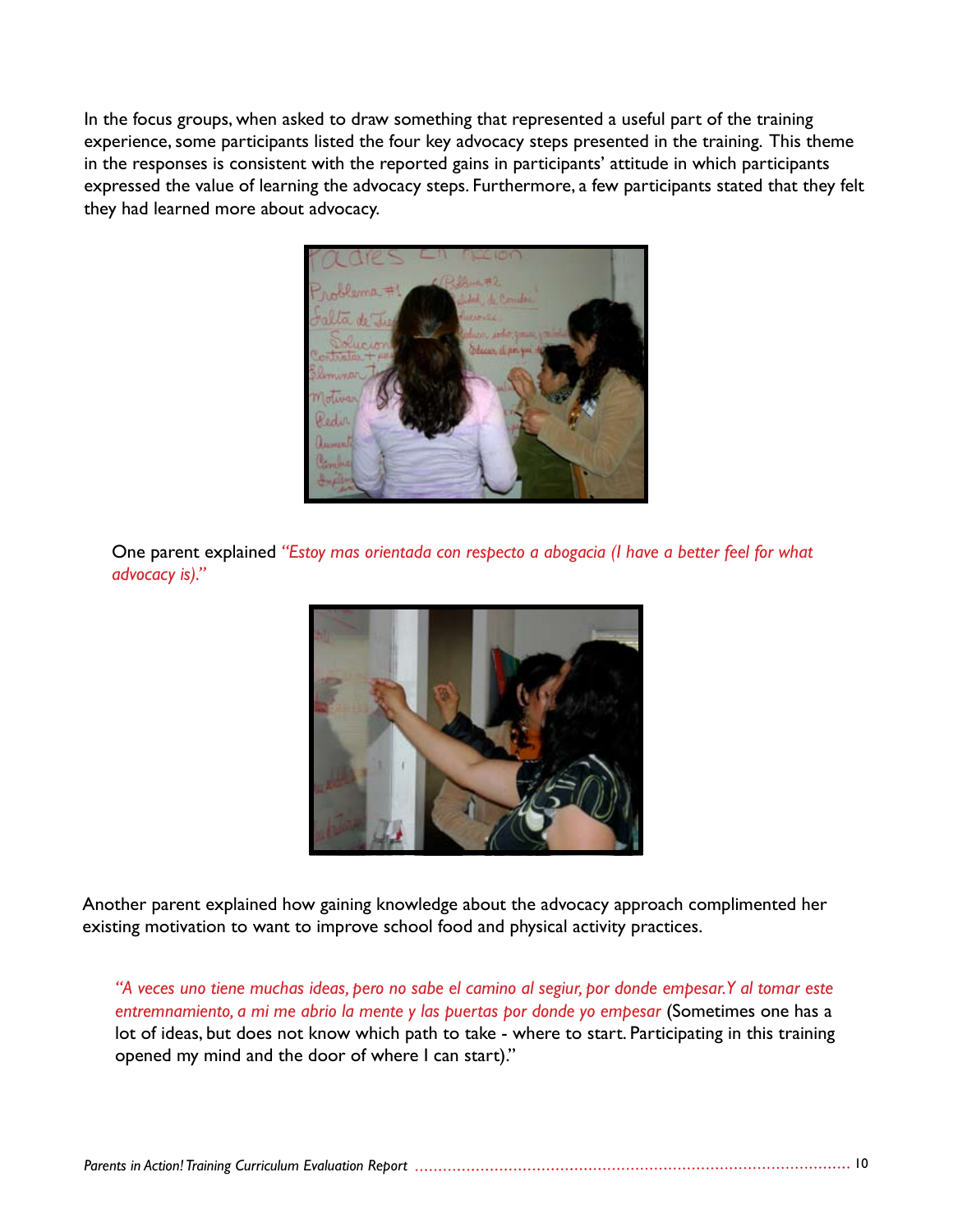In the focus groups, when asked to draw something that represented a useful part of the training experience, some participants listed the four key advocacy steps presented in the training. This theme in the responses is consistent with the reported gains in participants' attitude in which participants expressed the value of learning the advocacy steps. Furthermore, a few participants stated that they felt they had learned more about advocacy.

One parent explained *"Estoy mas orientada con respecto a abogacia (I have a better feel for what advocacy is)."*

Another parent explained how gaining knowledge about the advocacy approach complimented her existing motivation to want to improve school food and physical activity practices.

> *"A veces uno tiene muchas ideas, pero no sabe el camino al segiur, por donde empesar. Y al tomar este entremnamiento, a mi me abrio la mente y las puertas por donde yo empesar* (Sometimes one has a lot of ideas, but does not know which path to take - where to start. Participating in this training opened my mind and the door of where I can start)."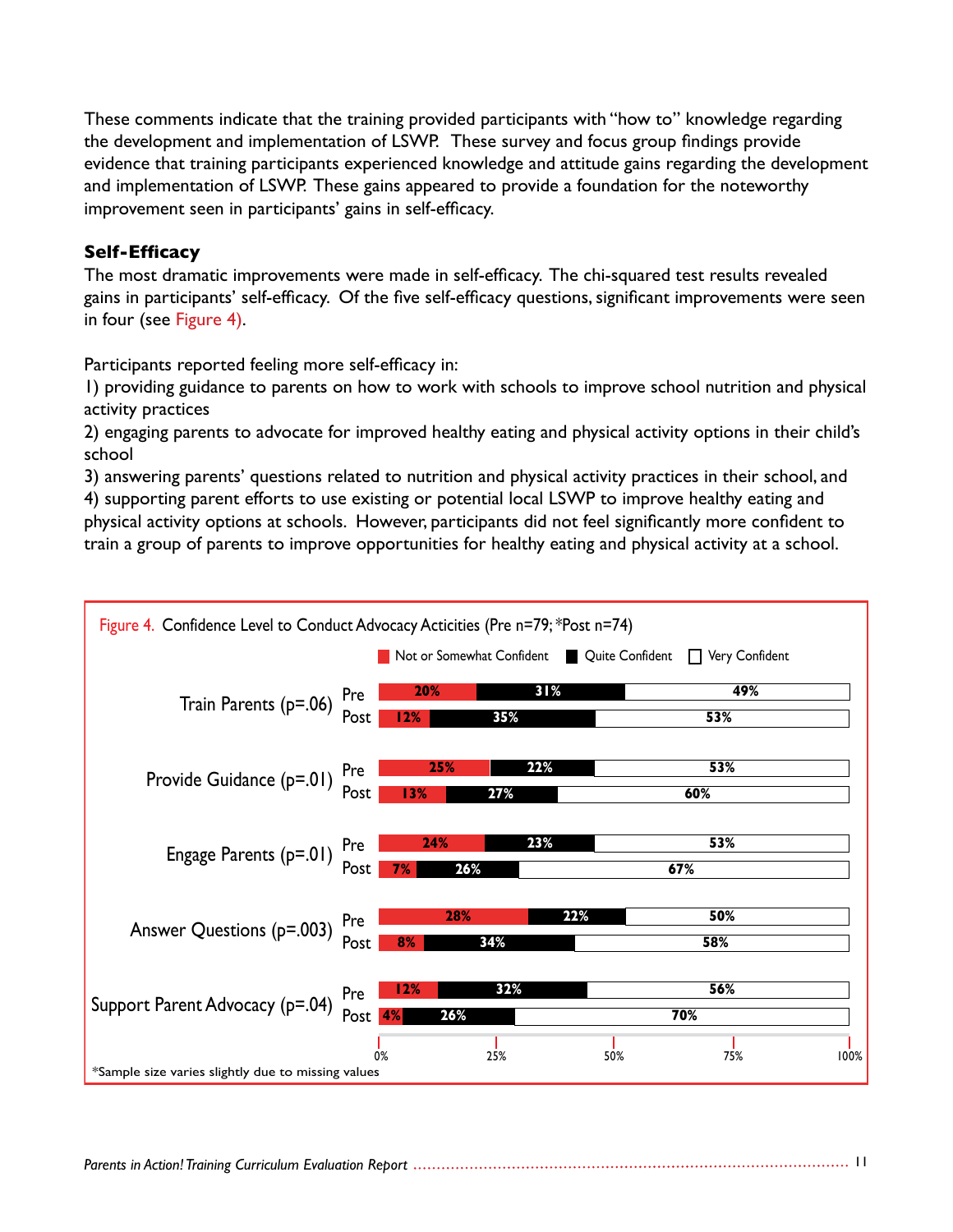These comments indicate that the training provided participants with "how to" knowledge regarding the development and implementation of LSWP. These survey and focus group findings provide evidence that training participants experienced knowledge and attitude gains regarding the development and implementation of LSWP. These gains appeared to provide a foundation for the noteworthy improvement seen in participants' gains in self-efficacy.

### Self-Efficacy

The most dramatic improvements were made in self-efficacy. The chi-squared test results revealed gains in participants' self-efficacy. Of the five self-efficacy questions, significant improvements were seen in four (see Figure 4).

Participants reported feeling more self-efficacy in:
1) providing guidance to parents on how to work with schools to improve school nutrition and physical activity practices
2) engaging parents to advocate for improved healthy eating and physical activity options in their child's school
3) answering parents' questions related to nutrition and physical activity practices in their school, and
4) supporting parent efforts to use existing or potential local LSWP to improve healthy eating and physical activity options at schools. However, participants did not feel significantly more confident to train a group of parents to improve opportunities for healthy eating and physical activity at a school.

Figure 4. Confidence Level to Conduct Advocacy Acticities (Pre n=79; *Post n=74)

| Activity | | Not or Somewhat Confident | Quite Confident | Very Confident |
|---|---|---|---|---|
| Train Parents (p=.06) | Pre | 20% | 31% | 49% |
| | Post | 12% | 35% | 53% |
| Provide Guidance (p=.01) | Pre | 25% | 22% | 53% |
| | Post | 13% | 27% | 60% |
| Engage Parents (p=.01) | Pre | 24% | 23% | 53% |
| | Post | 7% | 26% | 67% |
| Answer Questions (p=.003) | Pre | 28% | 22% | 50% |
| | Post | 8% | 34% | 58% |
| Support Parent Advocacy (p=.04) | Pre | 12% | 32% | 56% |
| | Post | 4% | 26% | 70% |

*Sample size varies slightly due to missing values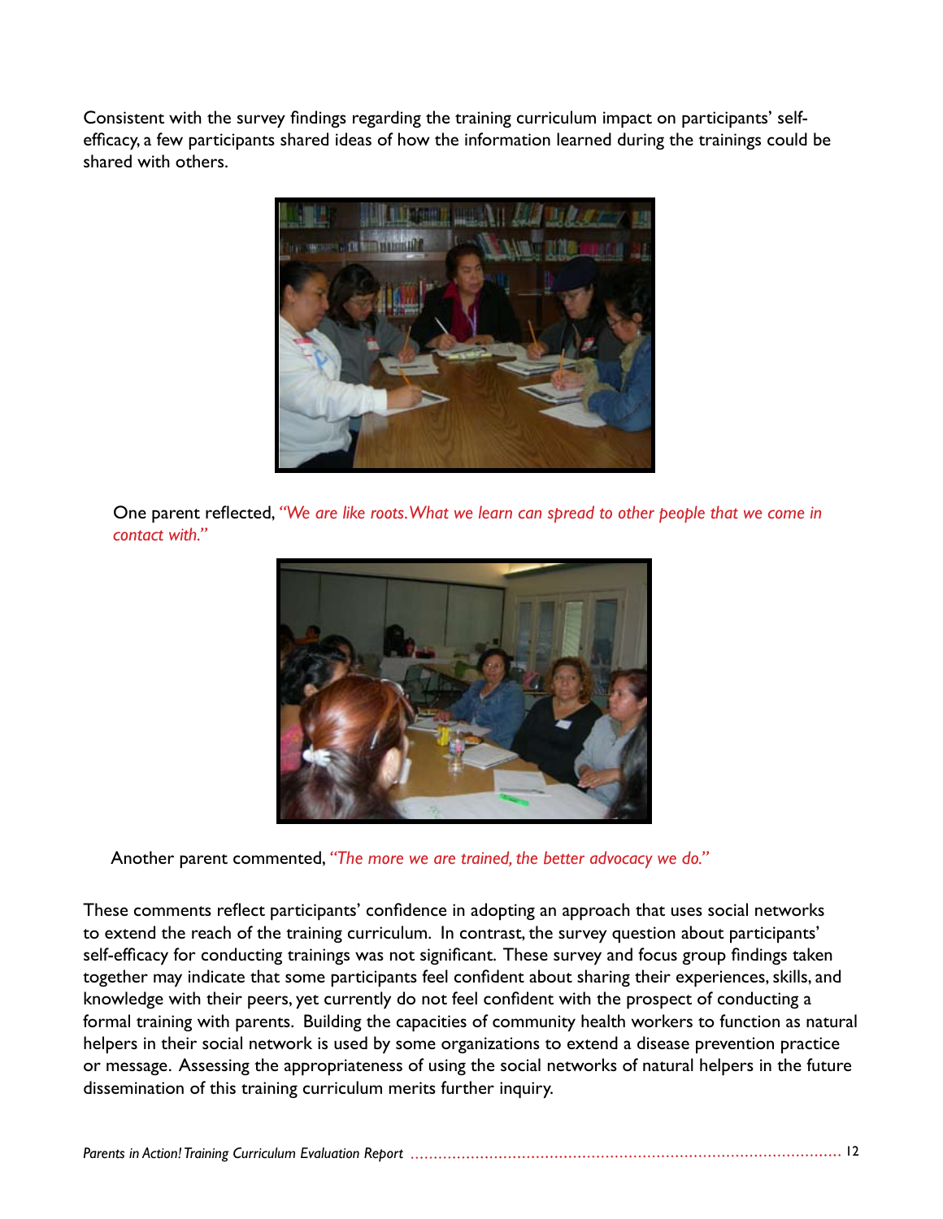Consistent with the survey findings regarding the training curriculum impact on participants' self-efficacy, a few participants shared ideas of how the information learned during the trainings could be shared with others.

One parent reflected, *"We are like roots. What we learn can spread to other people that we come in contact with."*

Another parent commented, *"The more we are trained, the better advocacy we do."*

These comments reflect participants' confidence in adopting an approach that uses social networks to extend the reach of the training curriculum. In contrast, the survey question about participants' self-efficacy for conducting trainings was not significant. These survey and focus group findings taken together may indicate that some participants feel confident about sharing their experiences, skills, and knowledge with their peers, yet currently do not feel confident with the prospect of conducting a formal training with parents. Building the capacities of community health workers to function as natural helpers in their social network is used by some organizations to extend a disease prevention practice or message. Assessing the appropriateness of using the social networks of natural helpers in the future dissemination of this training curriculum merits further inquiry.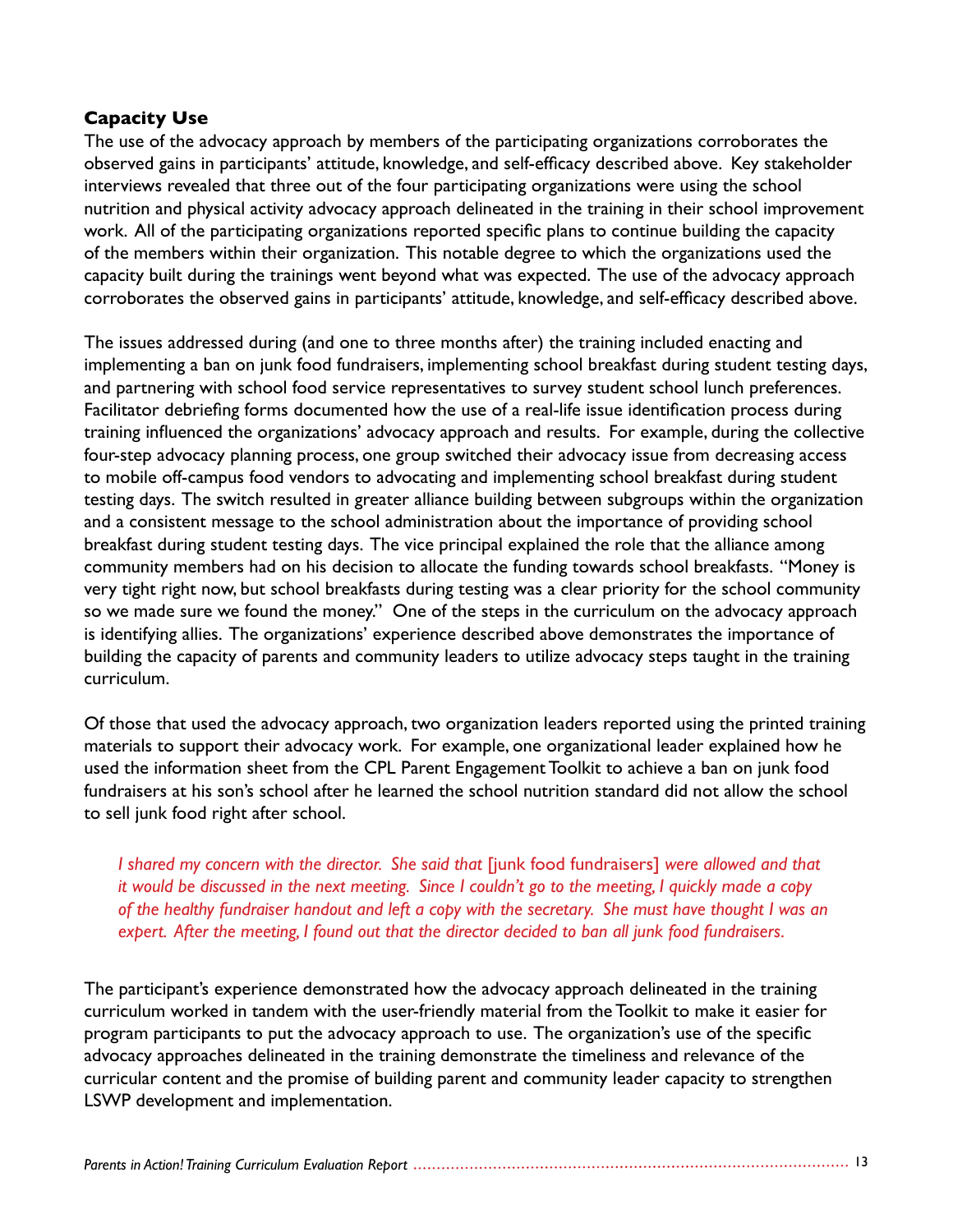### Capacity Use

The use of the advocacy approach by members of the participating organizations corroborates the observed gains in participants' attitude, knowledge, and self-efficacy described above. Key stakeholder interviews revealed that three out of the four participating organizations were using the school nutrition and physical activity advocacy approach delineated in the training in their school improvement work. All of the participating organizations reported specific plans to continue building the capacity of the members within their organization. This notable degree to which the organizations used the capacity built during the trainings went beyond what was expected. The use of the advocacy approach corroborates the observed gains in participants' attitude, knowledge, and self-efficacy described above.

The issues addressed during (and one to three months after) the training included enacting and implementing a ban on junk food fundraisers, implementing school breakfast during student testing days, and partnering with school food service representatives to survey student school lunch preferences. Facilitator debriefing forms documented how the use of a real-life issue identification process during training influenced the organizations' advocacy approach and results. For example, during the collective four-step advocacy planning process, one group switched their advocacy issue from decreasing access to mobile off-campus food vendors to advocating and implementing school breakfast during student testing days. The switch resulted in greater alliance building between subgroups within the organization and a consistent message to the school administration about the importance of providing school breakfast during student testing days. The vice principal explained the role that the alliance among community members had on his decision to allocate the funding towards school breakfasts. "Money is very tight right now, but school breakfasts during testing was a clear priority for the school community so we made sure we found the money." One of the steps in the curriculum on the advocacy approach is identifying allies. The organizations' experience described above demonstrates the importance of building the capacity of parents and community leaders to utilize advocacy steps taught in the training curriculum.

Of those that used the advocacy approach, two organization leaders reported using the printed training materials to support their advocacy work. For example, one organizational leader explained how he used the information sheet from the CPL Parent Engagement Toolkit to achieve a ban on junk food fundraisers at his son's school after he learned the school nutrition standard did not allow the school to sell junk food right after school.

> *I shared my concern with the director. She said that* [junk food fundraisers] *were allowed and that it would be discussed in the next meeting. Since I couldn't go to the meeting, I quickly made a copy of the healthy fundraiser handout and left a copy with the secretary. She must have thought I was an expert. After the meeting, I found out that the director decided to ban all junk food fundraisers.*

The participant's experience demonstrated how the advocacy approach delineated in the training curriculum worked in tandem with the user-friendly material from the Toolkit to make it easier for program participants to put the advocacy approach to use. The organization's use of the specific advocacy approaches delineated in the training demonstrate the timeliness and relevance of the curricular content and the promise of building parent and community leader capacity to strengthen LSWP development and implementation.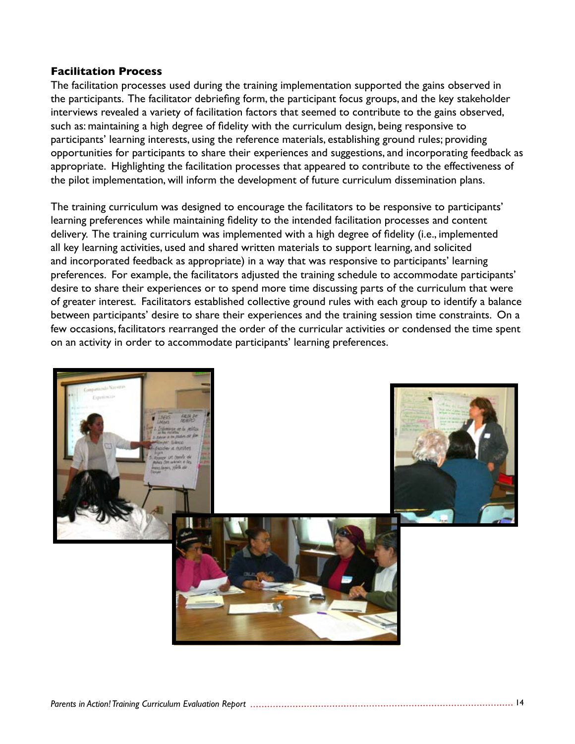### Facilitation Process

The facilitation processes used during the training implementation supported the gains observed in the participants. The facilitator debriefing form, the participant focus groups, and the key stakeholder interviews revealed a variety of facilitation factors that seemed to contribute to the gains observed, such as: maintaining a high degree of fidelity with the curriculum design, being responsive to participants' learning interests, using the reference materials, establishing ground rules; providing opportunities for participants to share their experiences and suggestions, and incorporating feedback as appropriate. Highlighting the facilitation processes that appeared to contribute to the effectiveness of the pilot implementation, will inform the development of future curriculum dissemination plans.

The training curriculum was designed to encourage the facilitators to be responsive to participants' learning preferences while maintaining fidelity to the intended facilitation processes and content delivery. The training curriculum was implemented with a high degree of fidelity (i.e., implemented all key learning activities, used and shared written materials to support learning, and solicited and incorporated feedback as appropriate) in a way that was responsive to participants' learning preferences. For example, the facilitators adjusted the training schedule to accommodate participants' desire to share their experiences or to spend more time discussing parts of the curriculum that were of greater interest. Facilitators established collective ground rules with each group to identify a balance between participants' desire to share their experiences and the training session time constraints. On a few occasions, facilitators rearranged the order of the curricular activities or condensed the time spent on an activity in order to accommodate participants' learning preferences.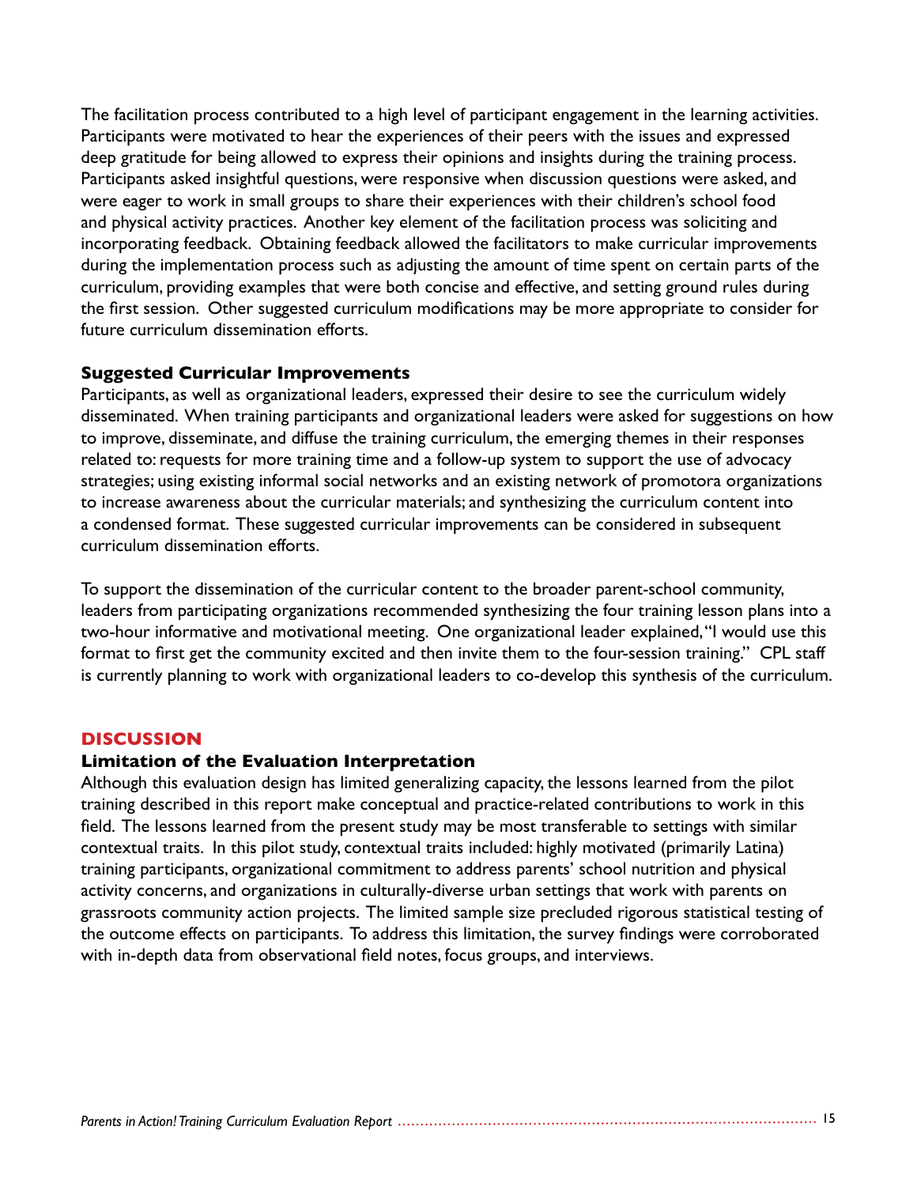The facilitation process contributed to a high level of participant engagement in the learning activities. Participants were motivated to hear the experiences of their peers with the issues and expressed deep gratitude for being allowed to express their opinions and insights during the training process. Participants asked insightful questions, were responsive when discussion questions were asked, and were eager to work in small groups to share their experiences with their children's school food and physical activity practices. Another key element of the facilitation process was soliciting and incorporating feedback. Obtaining feedback allowed the facilitators to make curricular improvements during the implementation process such as adjusting the amount of time spent on certain parts of the curriculum, providing examples that were both concise and effective, and setting ground rules during the first session. Other suggested curriculum modifications may be more appropriate to consider for future curriculum dissemination efforts.

### Suggested Curricular Improvements

Participants, as well as organizational leaders, expressed their desire to see the curriculum widely disseminated. When training participants and organizational leaders were asked for suggestions on how to improve, disseminate, and diffuse the training curriculum, the emerging themes in their responses related to: requests for more training time and a follow-up system to support the use of advocacy strategies; using existing informal social networks and an existing network of promotora organizations to increase awareness about the curricular materials; and synthesizing the curriculum content into a condensed format. These suggested curricular improvements can be considered in subsequent curriculum dissemination efforts.

To support the dissemination of the curricular content to the broader parent-school community, leaders from participating organizations recommended synthesizing the four training lesson plans into a two-hour informative and motivational meeting. One organizational leader explained, "I would use this format to first get the community excited and then invite them to the four-session training." CPL staff is currently planning to work with organizational leaders to co-develop this synthesis of the curriculum.

## DISCUSSION

### Limitation of the Evaluation Interpretation

Although this evaluation design has limited generalizing capacity, the lessons learned from the pilot training described in this report make conceptual and practice-related contributions to work in this field. The lessons learned from the present study may be most transferable to settings with similar contextual traits. In this pilot study, contextual traits included: highly motivated (primarily Latina) training participants, organizational commitment to address parents' school nutrition and physical activity concerns, and organizations in culturally-diverse urban settings that work with parents on grassroots community action projects. The limited sample size precluded rigorous statistical testing of the outcome effects on participants. To address this limitation, the survey findings were corroborated with in-depth data from observational field notes, focus groups, and interviews.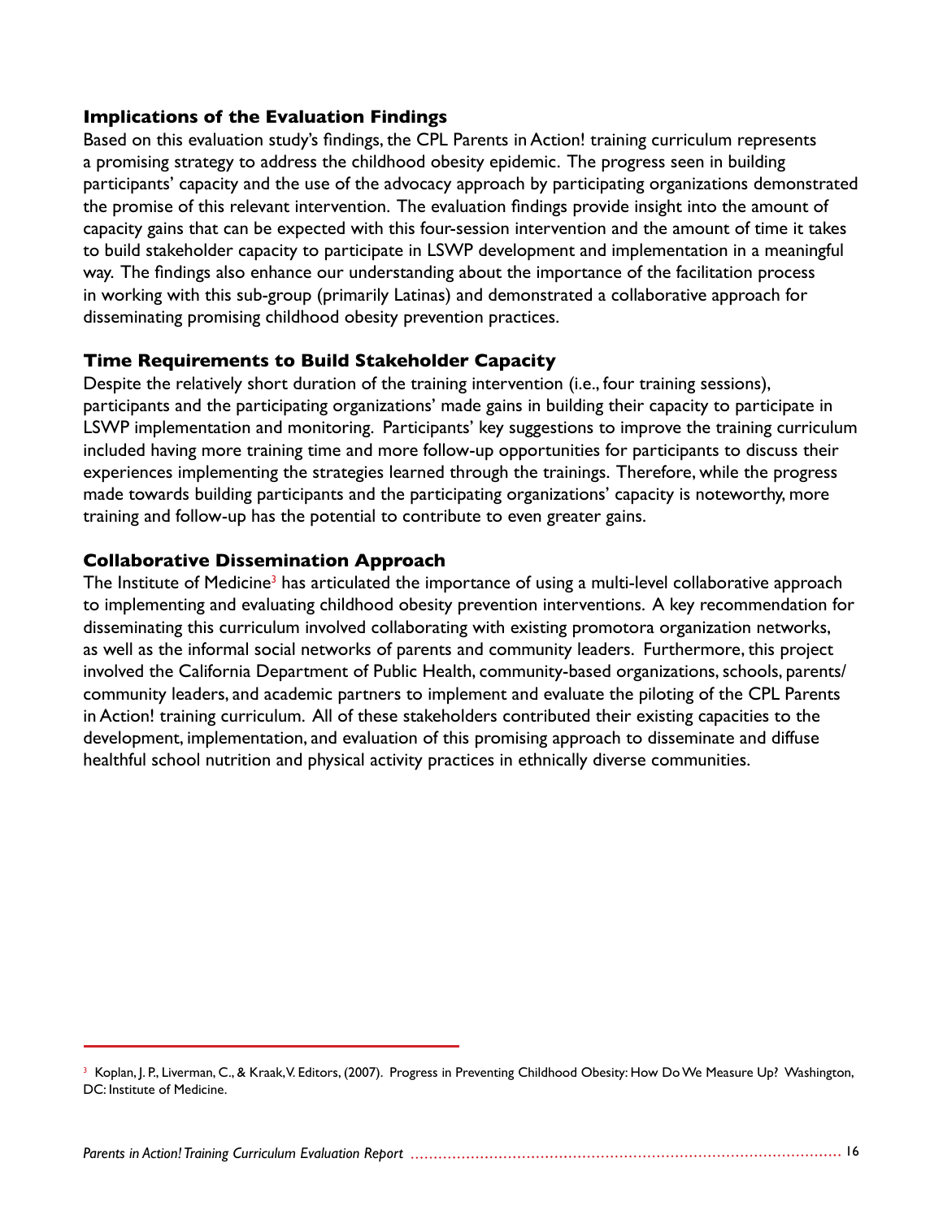### Implications of the Evaluation Findings

Based on this evaluation study's findings, the CPL Parents in Action! training curriculum represents a promising strategy to address the childhood obesity epidemic. The progress seen in building participants' capacity and the use of the advocacy approach by participating organizations demonstrated the promise of this relevant intervention. The evaluation findings provide insight into the amount of capacity gains that can be expected with this four-session intervention and the amount of time it takes to build stakeholder capacity to participate in LSWP development and implementation in a meaningful way. The findings also enhance our understanding about the importance of the facilitation process in working with this sub-group (primarily Latinas) and demonstrated a collaborative approach for disseminating promising childhood obesity prevention practices.

### Time Requirements to Build Stakeholder Capacity

Despite the relatively short duration of the training intervention (i.e., four training sessions), participants and the participating organizations' made gains in building their capacity to participate in LSWP implementation and monitoring. Participants' key suggestions to improve the training curriculum included having more training time and more follow-up opportunities for participants to discuss their experiences implementing the strategies learned through the trainings. Therefore, while the progress made towards building participants and the participating organizations' capacity is noteworthy, more training and follow-up has the potential to contribute to even greater gains.

### Collaborative Dissemination Approach

The Institute of Medicine[3] has articulated the importance of using a multi-level collaborative approach to implementing and evaluating childhood obesity prevention interventions. A key recommendation for disseminating this curriculum involved collaborating with existing promotora organization networks, as well as the informal social networks of parents and community leaders. Furthermore, this project involved the California Department of Public Health, community-based organizations, schools, parents/ community leaders, and academic partners to implement and evaluate the piloting of the CPL Parents in Action! training curriculum. All of these stakeholders contributed their existing capacities to the development, implementation, and evaluation of this promising approach to disseminate and diffuse healthful school nutrition and physical activity practices in ethnically diverse communities.

---

[3] Koplan, J. P., Liverman, C., & Kraak, V. Editors, (2007). Progress in Preventing Childhood Obesity: How Do We Measure Up? Washington, DC: Institute of Medicine.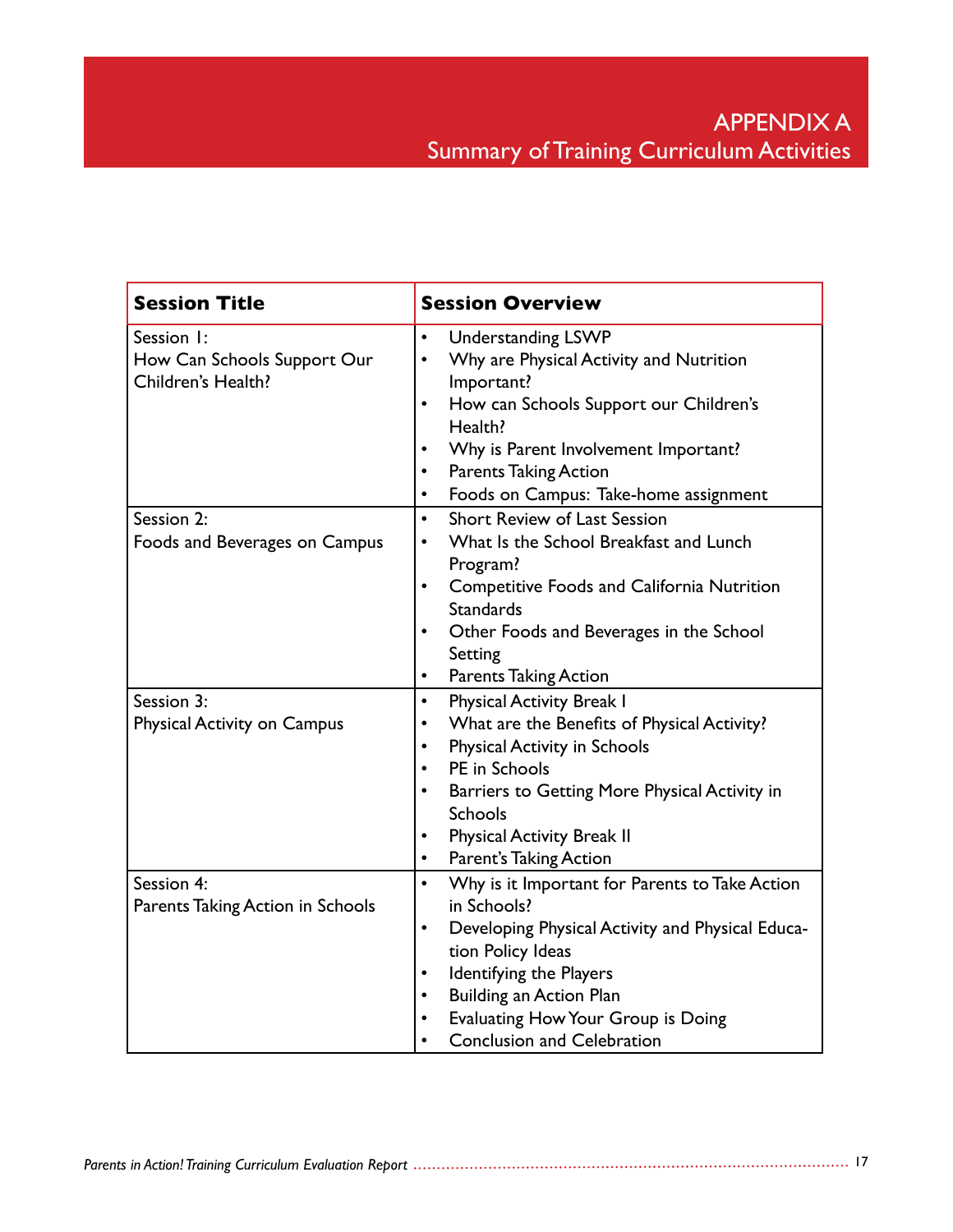# APPENDIX A
## Summary of Training Curriculum Activities

| Session Title | Session Overview |
|---|---|
| Session 1: How Can Schools Support Our Children's Health? | • Understanding LSWP<br>• Why are Physical Activity and Nutrition Important?<br>• How can Schools Support our Children's Health?<br>• Why is Parent Involvement Important?<br>• Parents Taking Action<br>• Foods on Campus: Take-home assignment |
| Session 2: Foods and Beverages on Campus | • Short Review of Last Session<br>• What Is the School Breakfast and Lunch Program?<br>• Competitive Foods and California Nutrition Standards<br>• Other Foods and Beverages in the School Setting<br>• Parents Taking Action |
| Session 3: Physical Activity on Campus | • Physical Activity Break I<br>• What are the Benefits of Physical Activity?<br>• Physical Activity in Schools<br>• PE in Schools<br>• Barriers to Getting More Physical Activity in Schools<br>• Physical Activity Break II<br>• Parent's Taking Action |
| Session 4: Parents Taking Action in Schools | • Why is it Important for Parents to Take Action in Schools?<br>• Developing Physical Activity and Physical Education Policy Ideas<br>• Identifying the Players<br>• Building an Action Plan<br>• Evaluating How Your Group is Doing<br>• Conclusion and Celebration |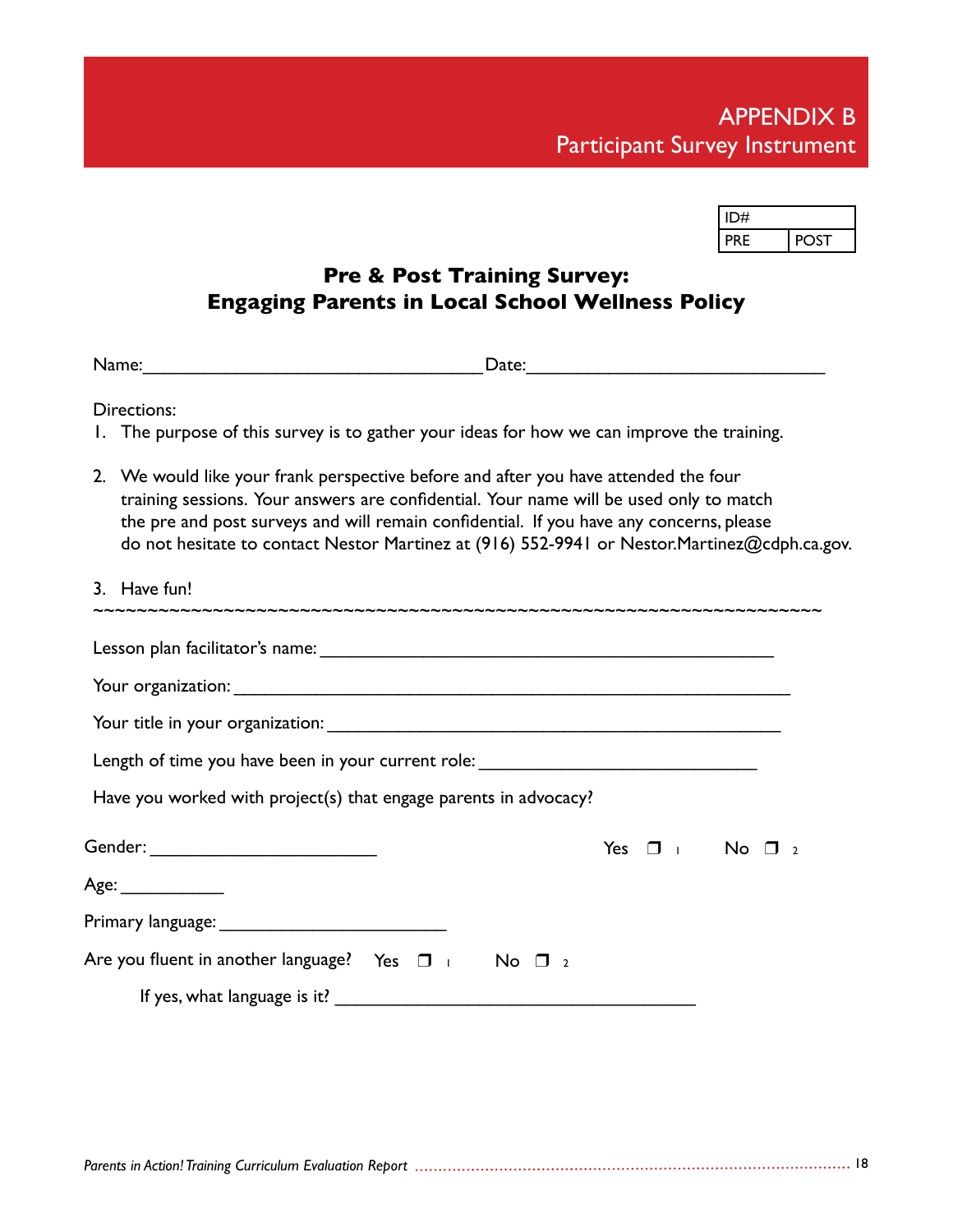# APPENDIX B
## Participant Survey Instrument

| ID# | |
|---|---|
| PRE | POST |

## Pre & Post Training Survey: Engaging Parents in Local School Wellness Policy

Name:___________________________________ Date:_______________________________

Directions:

1. The purpose of this survey is to gather your ideas for how we can improve the training.

2. We would like your frank perspective before and after you have attended the four training sessions. Your answers are confidential. Your name will be used only to match the pre and post surveys and will remain confidential. If you have any concerns, please do not hesitate to contact Nestor Martinez at (916) 552-9941 or Nestor.Martinez@cdph.ca.gov.

3. Have fun!

~~~~~~~~~~~~~~~~~~~~~~~~~~~~~~~~~~~~~~~~~~~~~~~~~~~~~~~~~~~~~~~~~~~~~~

Lesson plan facilitator's name: _________________________________________________

Your organization: ____________________________________________________________

Your title in your organization: ________________________________________________

Length of time you have been in your current role: ____________________________

Have you worked with project(s) that engage parents in advocacy? Yes ❒ 1 No ❒ 2

Gender: _______________________

Age: ___________

Primary language: _______________________

Are you fluent in another language? Yes ❒ 1 No ❒ 2

If yes, what language is it? ______________________________________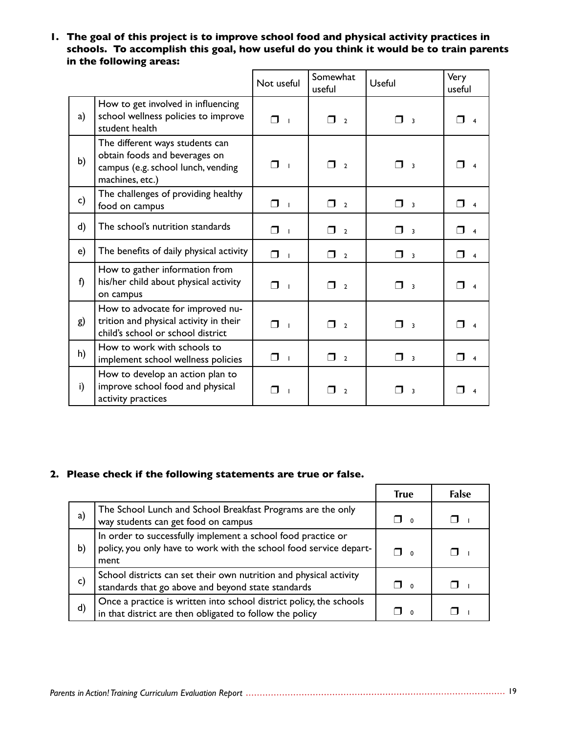**1. The goal of this project is to improve school food and physical activity practices in schools. To accomplish this goal, how useful do you think it would be to train parents in the following areas:**

| | | Not useful | Somewhat useful | Useful | Very useful |
|---|---|---|---|---|---|
| a) | How to get involved in influencing school wellness policies to improve student health | ❐ 1 | ❐ 2 | ❐ 3 | ❐ 4 |
| b) | The different ways students can obtain foods and beverages on campus (e.g. school lunch, vending machines, etc.) | ❐ 1 | ❐ 2 | ❐ 3 | ❐ 4 |
| c) | The challenges of providing healthy food on campus | ❐ 1 | ❐ 2 | ❐ 3 | ❐ 4 |
| d) | The school's nutrition standards | ❐ 1 | ❐ 2 | ❐ 3 | ❐ 4 |
| e) | The benefits of daily physical activity | ❐ 1 | ❐ 2 | ❐ 3 | ❐ 4 |
| f) | How to gather information from his/her child about physical activity on campus | ❐ 1 | ❐ 2 | ❐ 3 | ❐ 4 |
| g) | How to advocate for improved nutrition and physical activity in their child's school or school district | ❐ 1 | ❐ 2 | ❐ 3 | ❐ 4 |
| h) | How to work with schools to implement school wellness policies | ❐ 1 | ❐ 2 | ❐ 3 | ❐ 4 |
| i) | How to develop an action plan to improve school food and physical activity practices | ❐ 1 | ❐ 2 | ❐ 3 | ❐ 4 |

**2. Please check if the following statements are true or false.**

| | | True | False |
|---|---|---|---|
| a) | The School Lunch and School Breakfast Programs are the only way students can get food on campus | ❐ 0 | ❐ 1 |
| b) | In order to successfully implement a school food practice or policy, you only have to work with the school food service department | ❐ 0 | ❐ 1 |
| c) | School districts can set their own nutrition and physical activity standards that go above and beyond state standards | ❐ 0 | ❐ 1 |
| d) | Once a practice is written into school district policy, the schools in that district are then obligated to follow the policy | ❐ 0 | ❐ 1 |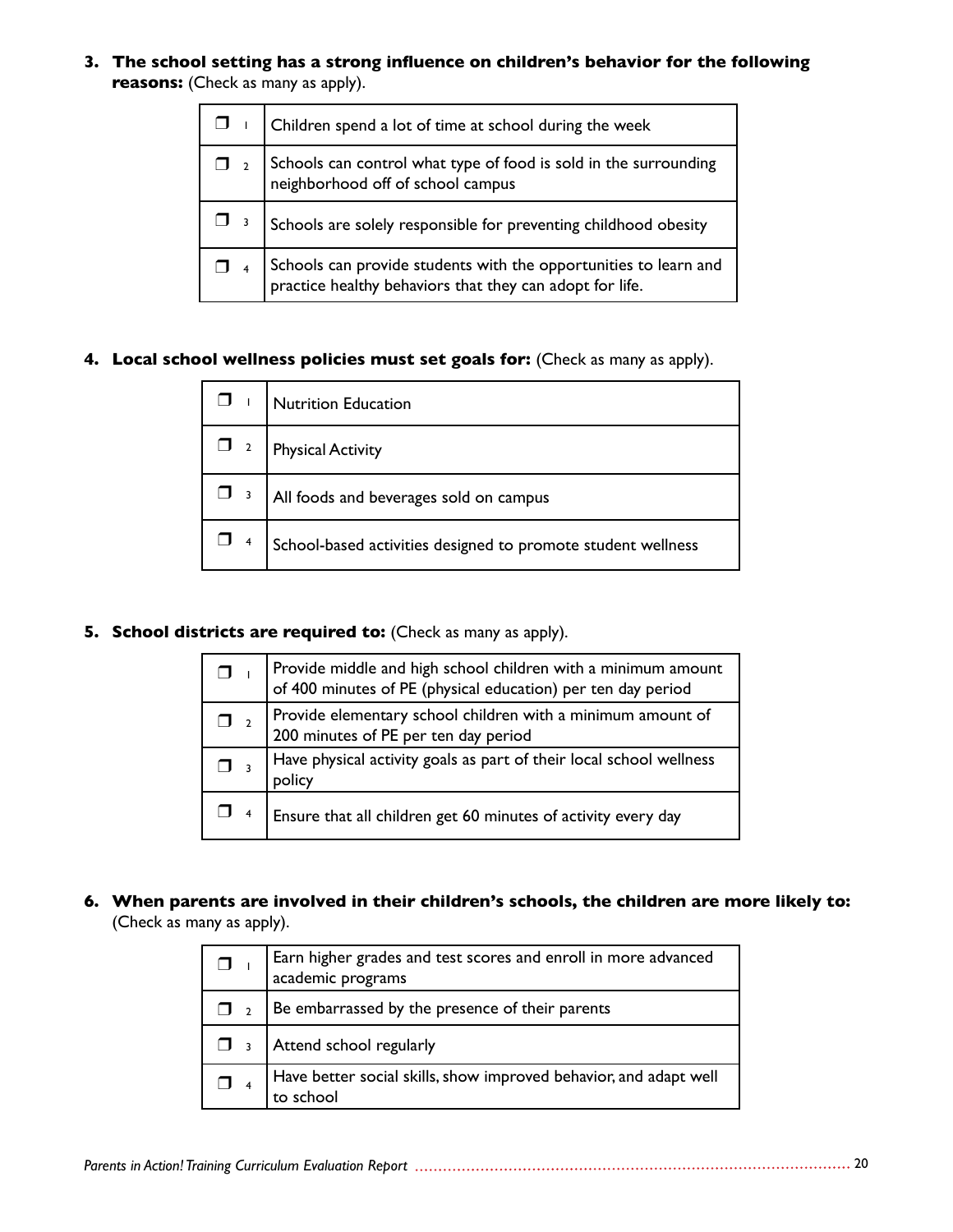3. **The school setting has a strong influence on children's behavior for the following reasons:** (Check as many as apply).

| | |
|---|---|
| ❒ 1 | Children spend a lot of time at school during the week |
| ❒ 2 | Schools can control what type of food is sold in the surrounding neighborhood off of school campus |
| ❒ 3 | Schools are solely responsible for preventing childhood obesity |
| ❒ 4 | Schools can provide students with the opportunities to learn and practice healthy behaviors that they can adopt for life. |

4. **Local school wellness policies must set goals for:** (Check as many as apply).

| | |
|---|---|
| ❒ 1 | Nutrition Education |
| ❒ 2 | Physical Activity |
| ❒ 3 | All foods and beverages sold on campus |
| ❒ 4 | School-based activities designed to promote student wellness |

5. **School districts are required to:** (Check as many as apply).

| | |
|---|---|
| ❒ 1 | Provide middle and high school children with a minimum amount of 400 minutes of PE (physical education) per ten day period |
| ❒ 2 | Provide elementary school children with a minimum amount of 200 minutes of PE per ten day period |
| ❒ 3 | Have physical activity goals as part of their local school wellness policy |
| ❒ 4 | Ensure that all children get 60 minutes of activity every day |

6. **When parents are involved in their children's schools, the children are more likely to:** (Check as many as apply).

| | |
|---|---|
| ❒ 1 | Earn higher grades and test scores and enroll in more advanced academic programs |
| ❒ 2 | Be embarrassed by the presence of their parents |
| ❒ 3 | Attend school regularly |
| ❒ 4 | Have better social skills, show improved behavior, and adapt well to school |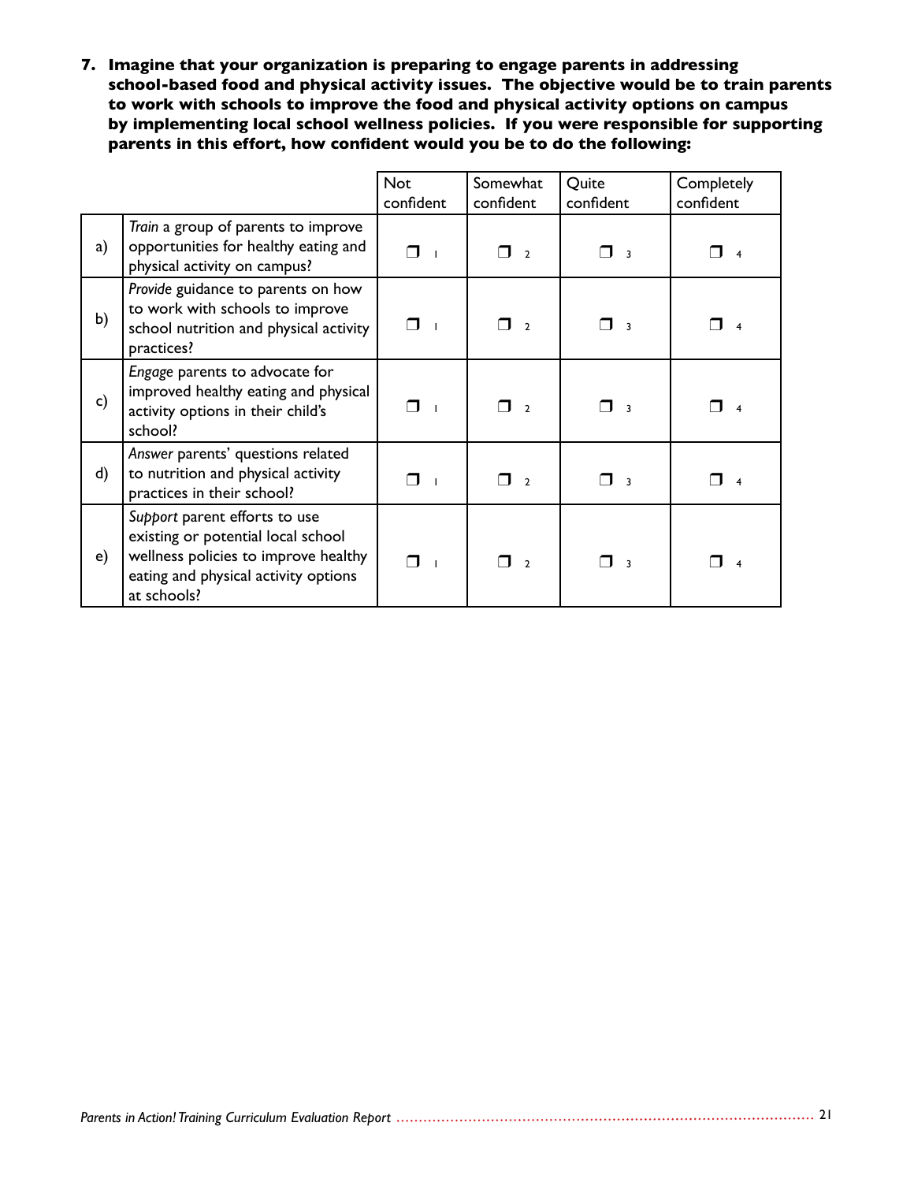**7. Imagine that your organization is preparing to engage parents in addressing school-based food and physical activity issues. The objective would be to train parents to work with schools to improve the food and physical activity options on campus by implementing local school wellness policies. If you were responsible for supporting parents in this effort, how confident would you be to do the following:**

| | | Not confident | Somewhat confident | Quite confident | Completely confident |
|---|---|---|---|---|---|
| a) | *Train* a group of parents to improve opportunities for healthy eating and physical activity on campus? | ❒ 1 | ❒ 2 | ❒ 3 | ❒ 4 |
| b) | *Provide* guidance to parents on how to work with schools to improve school nutrition and physical activity practices? | ❒ 1 | ❒ 2 | ❒ 3 | ❒ 4 |
| c) | *Engage* parents to advocate for improved healthy eating and physical activity options in their child's school? | ❒ 1 | ❒ 2 | ❒ 3 | ❒ 4 |
| d) | *Answer* parents' questions related to nutrition and physical activity practices in their school? | ❒ 1 | ❒ 2 | ❒ 3 | ❒ 4 |
| e) | *Support* parent efforts to use existing or potential local school wellness policies to improve healthy eating and physical activity options at schools? | ❒ 1 | ❒ 2 | ❒ 3 | ❒ 4 |